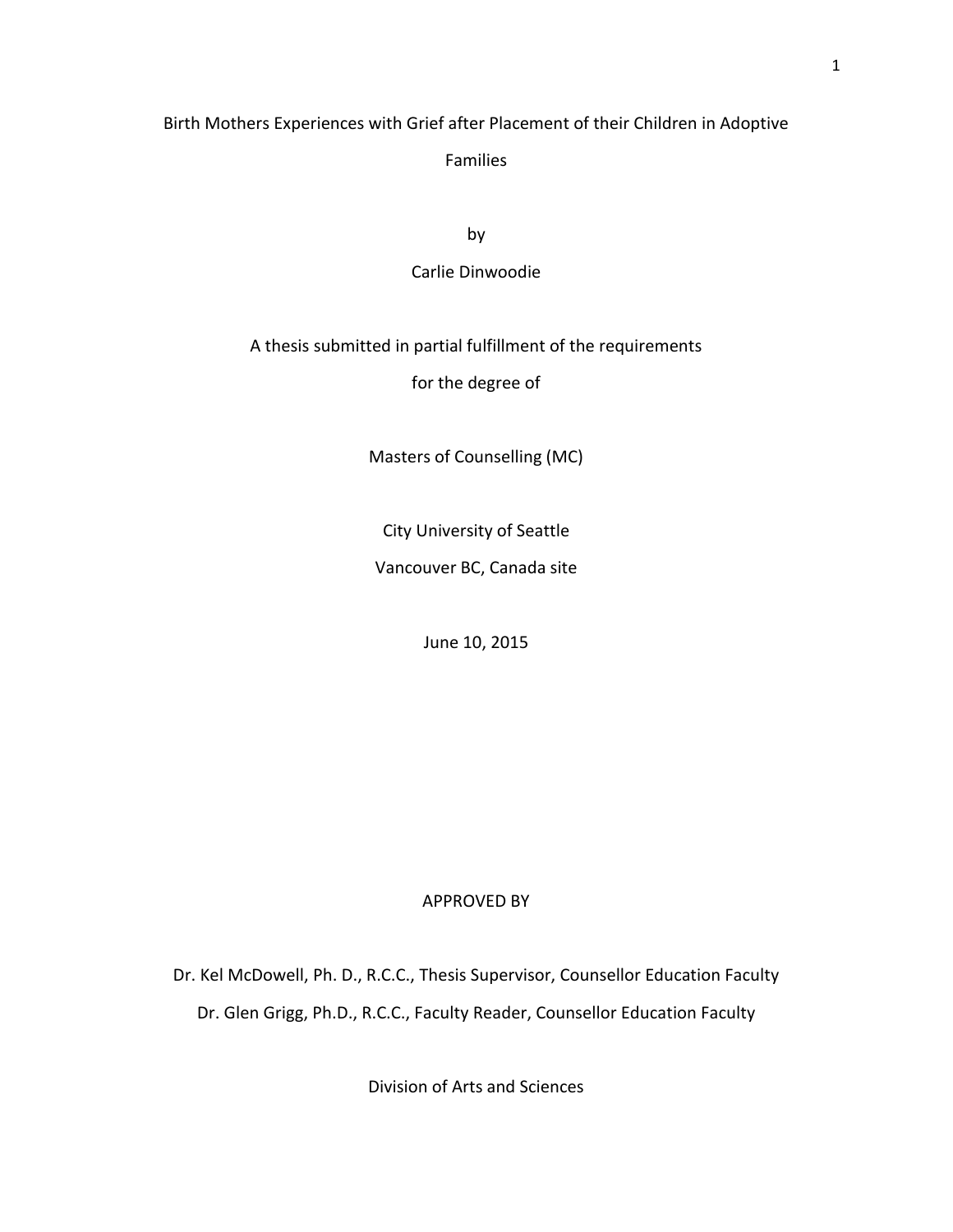# Birth Mothers Experiences with Grief after Placement of their Children in Adoptive Families

by

Carlie Dinwoodie

A thesis submitted in partial fulfillment of the requirements

for the degree of

Masters of Counselling (MC)

City University of Seattle

Vancouver BC, Canada site

June 10, 2015

APPROVED BY

Dr. Kel McDowell, Ph. D., R.C.C., Thesis Supervisor, Counsellor Education Faculty

Dr. Glen Grigg, Ph.D., R.C.C., Faculty Reader, Counsellor Education Faculty

Division of Arts and Sciences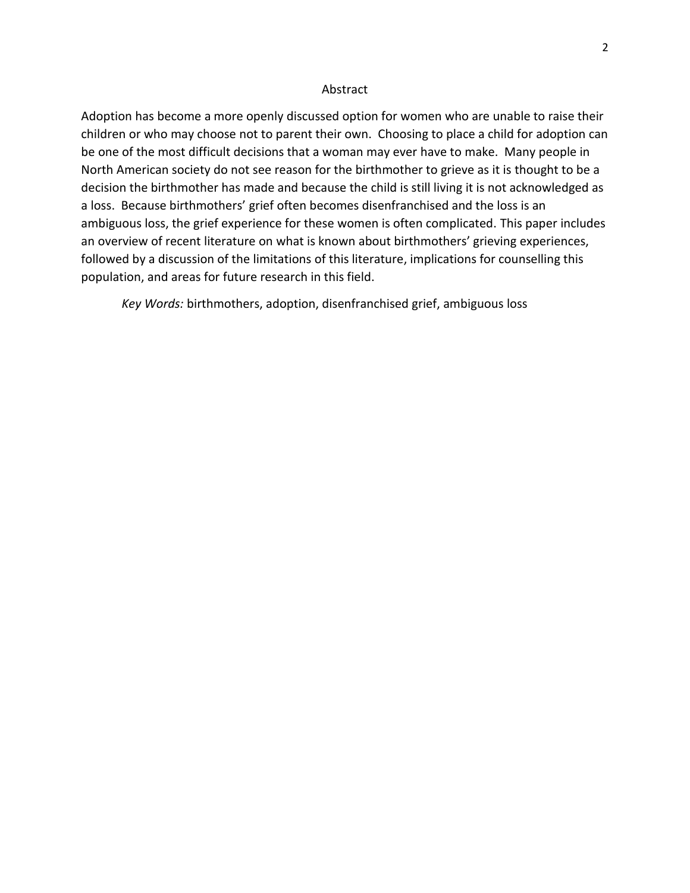# Abstract

Adoption has become a more openly discussed option for women who are unable to raise their children or who may choose not to parent their own. Choosing to place a child for adoption can be one of the most difficult decisions that a woman may ever have to make. Many people in North American society do not see reason for the birthmother to grieve as it is thought to be a decision the birthmother has made and because the child is still living it is not acknowledged as a loss. Because birthmothers' grief often becomes disenfranchised and the loss is an ambiguous loss, the grief experience for these women is often complicated. This paper includes an overview of recent literature on what is known about birthmothers' grieving experiences, followed by a discussion of the limitations of this literature, implications for counselling this population, and areas for future research in this field.

*Key Words:* birthmothers, adoption, disenfranchised grief, ambiguous loss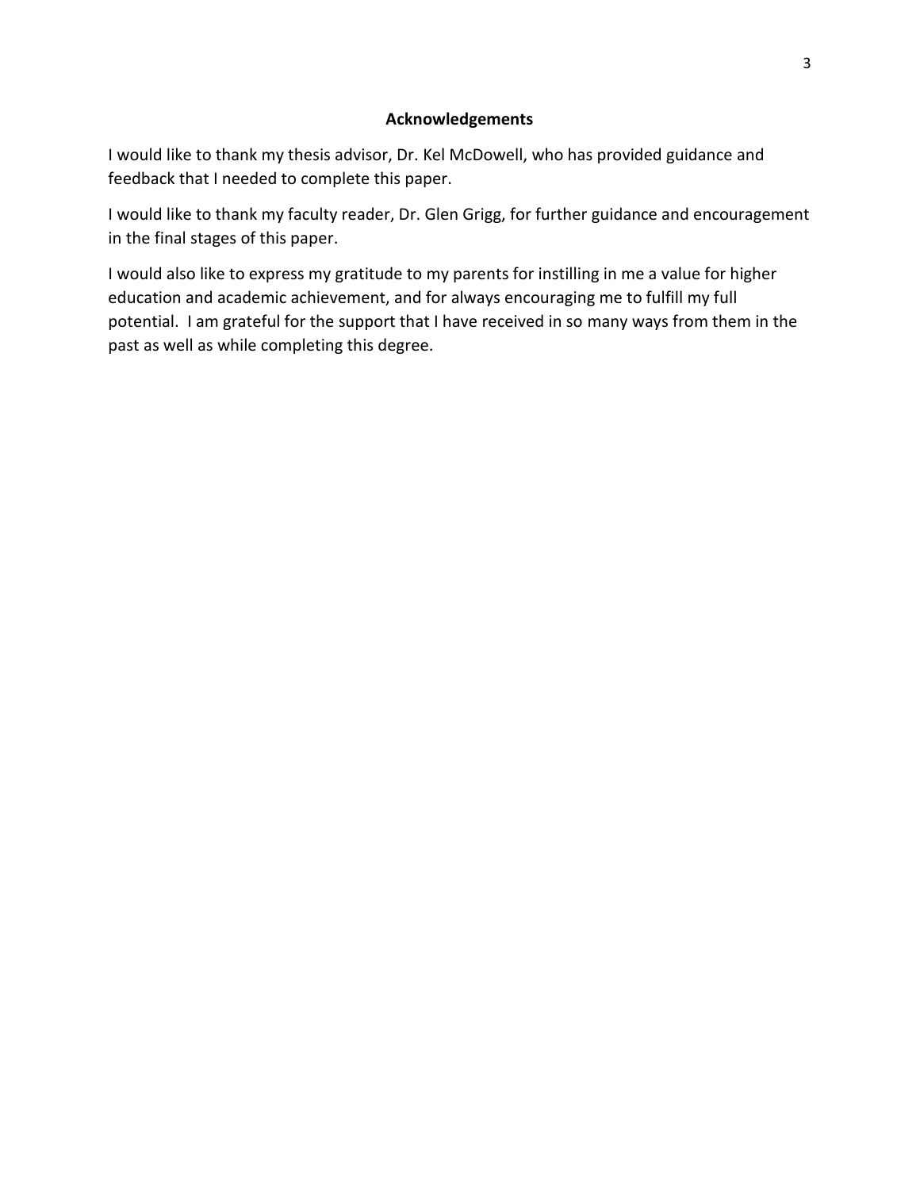## Acknowledgements

I would like to thank my thesis advisor, Dr. Kel McDowell, who has provided guidance and feedback that I needed to complete this paper.

I would like to thank my faculty reader, Dr. Glen Grigg, for further guidance and encouragement in the final stages of this paper.

I would also like to express my gratitude to my parents for instilling in me a value for higher education and academic achievement, and for always encouraging me to fulfill my full potential. I am grateful for the support that I have received in so many ways from them in the past as well as while completing this degree.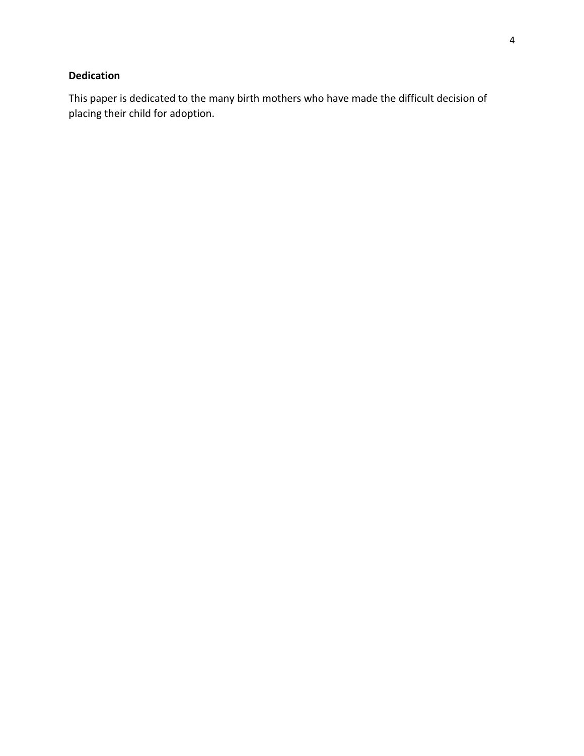## Dedication

This paper is dedicated to the many birth mothers who have made the difficult decision of placing their child for adoption.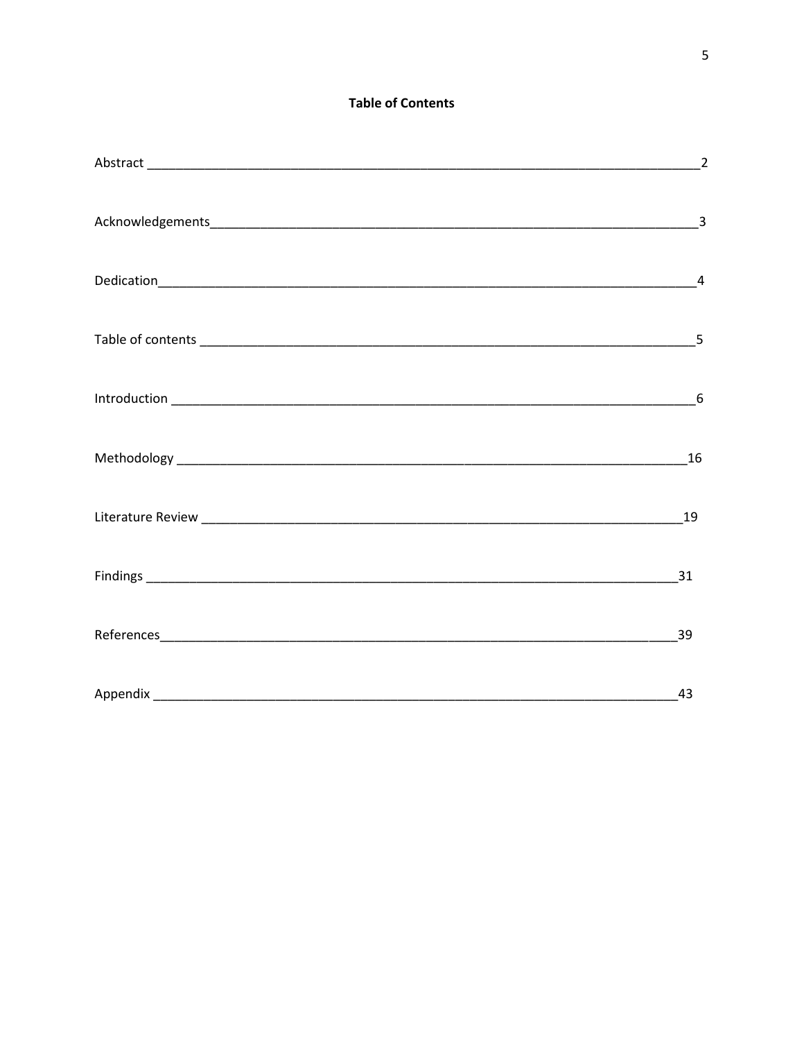**Table of Contents**

Abstract ______________________________________________________________________________2

Acknowledgements______________________________________________________________________3

Dedication______________________________________________________________________________4

Table of contents _______________________________________________________________________5

Introduction ____________________________________________________________________________6

Methodology ___________________________________________________________________________16

Literature Review ______________________________________________________________________19

Findings ________________________________________________________________________________31

References_____________________________________________________________________________39

Appendix _______________________________________________________________________________43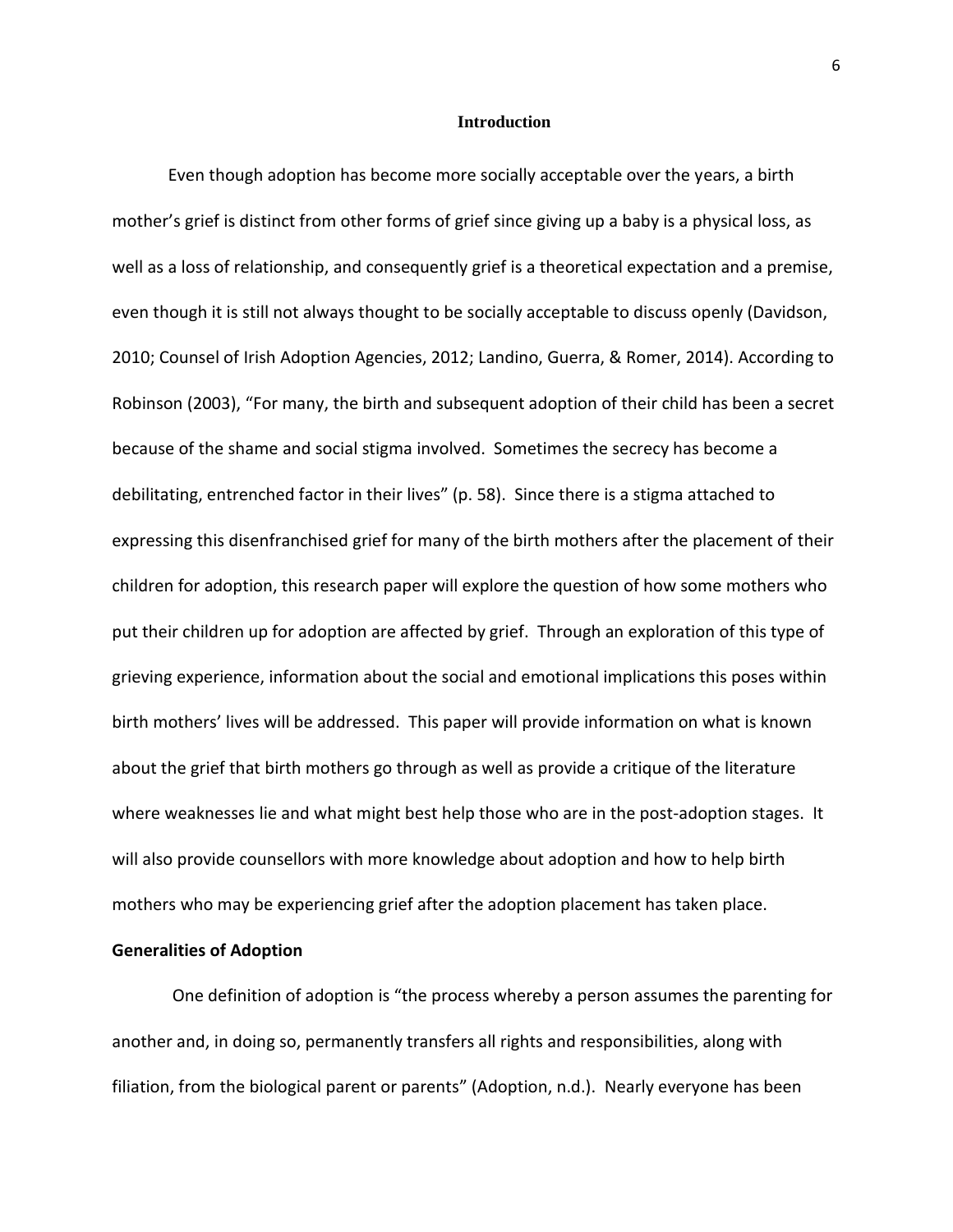## Introduction

Even though adoption has become more socially acceptable over the years, a birth mother's grief is distinct from other forms of grief since giving up a baby is a physical loss, as well as a loss of relationship, and consequently grief is a theoretical expectation and a premise, even though it is still not always thought to be socially acceptable to discuss openly (Davidson, 2010; Counsel of Irish Adoption Agencies, 2012; Landino, Guerra, & Romer, 2014). According to Robinson (2003), "For many, the birth and subsequent adoption of their child has been a secret because of the shame and social stigma involved. Sometimes the secrecy has become a debilitating, entrenched factor in their lives" (p. 58). Since there is a stigma attached to expressing this disenfranchised grief for many of the birth mothers after the placement of their children for adoption, this research paper will explore the question of how some mothers who put their children up for adoption are affected by grief. Through an exploration of this type of grieving experience, information about the social and emotional implications this poses within birth mothers' lives will be addressed. This paper will provide information on what is known about the grief that birth mothers go through as well as provide a critique of the literature where weaknesses lie and what might best help those who are in the post-adoption stages. It will also provide counsellors with more knowledge about adoption and how to help birth mothers who may be experiencing grief after the adoption placement has taken place.

### Generalities of Adoption

One definition of adoption is "the process whereby a person assumes the parenting for another and, in doing so, permanently transfers all rights and responsibilities, along with filiation, from the biological parent or parents" (Adoption, n.d.). Nearly everyone has been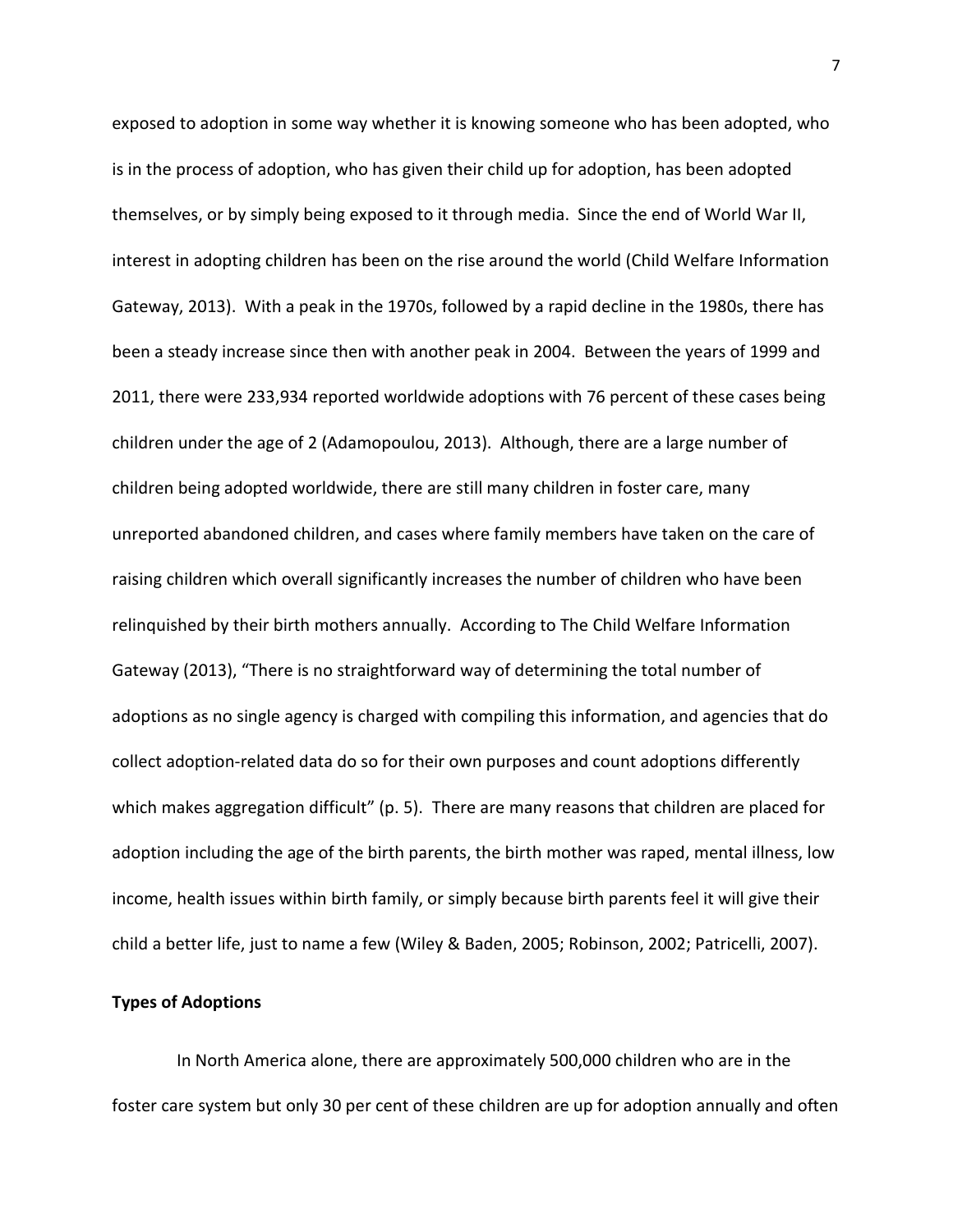exposed to adoption in some way whether it is knowing someone who has been adopted, who is in the process of adoption, who has given their child up for adoption, has been adopted themselves, or by simply being exposed to it through media. Since the end of World War II, interest in adopting children has been on the rise around the world (Child Welfare Information Gateway, 2013). With a peak in the 1970s, followed by a rapid decline in the 1980s, there has been a steady increase since then with another peak in 2004. Between the years of 1999 and 2011, there were 233,934 reported worldwide adoptions with 76 percent of these cases being children under the age of 2 (Adamopoulou, 2013). Although, there are a large number of children being adopted worldwide, there are still many children in foster care, many unreported abandoned children, and cases where family members have taken on the care of raising children which overall significantly increases the number of children who have been relinquished by their birth mothers annually. According to The Child Welfare Information Gateway (2013), "There is no straightforward way of determining the total number of adoptions as no single agency is charged with compiling this information, and agencies that do collect adoption-related data do so for their own purposes and count adoptions differently which makes aggregation difficult" (p. 5). There are many reasons that children are placed for adoption including the age of the birth parents, the birth mother was raped, mental illness, low income, health issues within birth family, or simply because birth parents feel it will give their child a better life, just to name a few (Wiley & Baden, 2005; Robinson, 2002; Patricelli, 2007).

**Types of Adoptions**

In North America alone, there are approximately 500,000 children who are in the foster care system but only 30 per cent of these children are up for adoption annually and often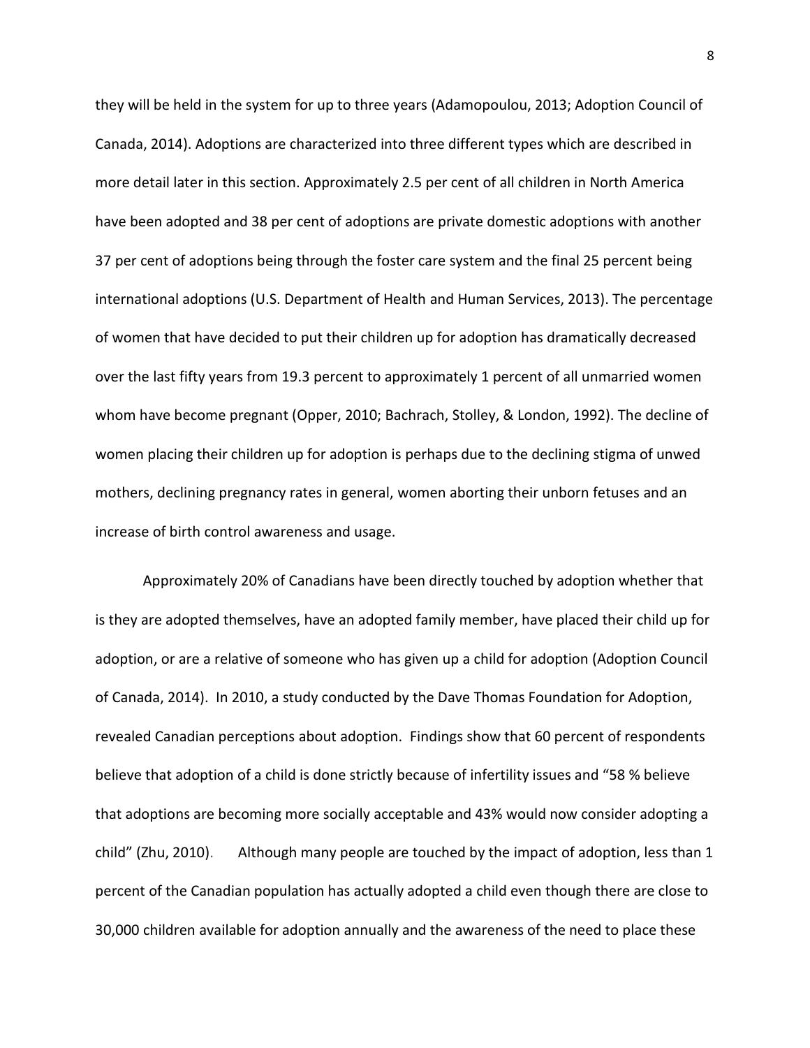they will be held in the system for up to three years (Adamopoulou, 2013; Adoption Council of Canada, 2014). Adoptions are characterized into three different types which are described in more detail later in this section. Approximately 2.5 per cent of all children in North America have been adopted and 38 per cent of adoptions are private domestic adoptions with another 37 per cent of adoptions being through the foster care system and the final 25 percent being international adoptions (U.S. Department of Health and Human Services, 2013). The percentage of women that have decided to put their children up for adoption has dramatically decreased over the last fifty years from 19.3 percent to approximately 1 percent of all unmarried women whom have become pregnant (Opper, 2010; Bachrach, Stolley, & London, 1992). The decline of women placing their children up for adoption is perhaps due to the declining stigma of unwed mothers, declining pregnancy rates in general, women aborting their unborn fetuses and an increase of birth control awareness and usage.

Approximately 20% of Canadians have been directly touched by adoption whether that is they are adopted themselves, have an adopted family member, have placed their child up for adoption, or are a relative of someone who has given up a child for adoption (Adoption Council of Canada, 2014). In 2010, a study conducted by the Dave Thomas Foundation for Adoption, revealed Canadian perceptions about adoption. Findings show that 60 percent of respondents believe that adoption of a child is done strictly because of infertility issues and "58 % believe that adoptions are becoming more socially acceptable and 43% would now consider adopting a child" (Zhu, 2010). Although many people are touched by the impact of adoption, less than 1 percent of the Canadian population has actually adopted a child even though there are close to 30,000 children available for adoption annually and the awareness of the need to place these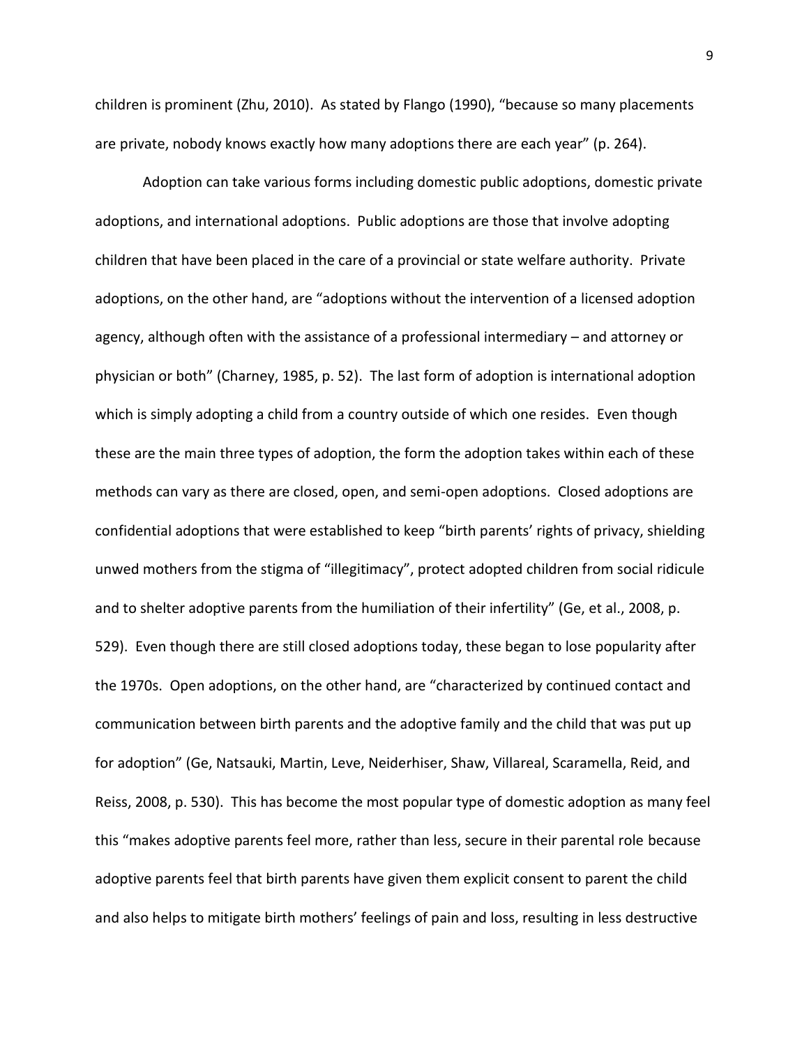children is prominent (Zhu, 2010). As stated by Flango (1990), "because so many placements are private, nobody knows exactly how many adoptions there are each year" (p. 264).

Adoption can take various forms including domestic public adoptions, domestic private adoptions, and international adoptions. Public adoptions are those that involve adopting children that have been placed in the care of a provincial or state welfare authority. Private adoptions, on the other hand, are "adoptions without the intervention of a licensed adoption agency, although often with the assistance of a professional intermediary – and attorney or physician or both" (Charney, 1985, p. 52). The last form of adoption is international adoption which is simply adopting a child from a country outside of which one resides. Even though these are the main three types of adoption, the form the adoption takes within each of these methods can vary as there are closed, open, and semi-open adoptions. Closed adoptions are confidential adoptions that were established to keep "birth parents' rights of privacy, shielding unwed mothers from the stigma of "illegitimacy", protect adopted children from social ridicule and to shelter adoptive parents from the humiliation of their infertility" (Ge, et al., 2008, p. 529). Even though there are still closed adoptions today, these began to lose popularity after the 1970s. Open adoptions, on the other hand, are "characterized by continued contact and communication between birth parents and the adoptive family and the child that was put up for adoption" (Ge, Natsauki, Martin, Leve, Neiderhiser, Shaw, Villareal, Scaramella, Reid, and Reiss, 2008, p. 530). This has become the most popular type of domestic adoption as many feel this "makes adoptive parents feel more, rather than less, secure in their parental role because adoptive parents feel that birth parents have given them explicit consent to parent the child and also helps to mitigate birth mothers' feelings of pain and loss, resulting in less destructive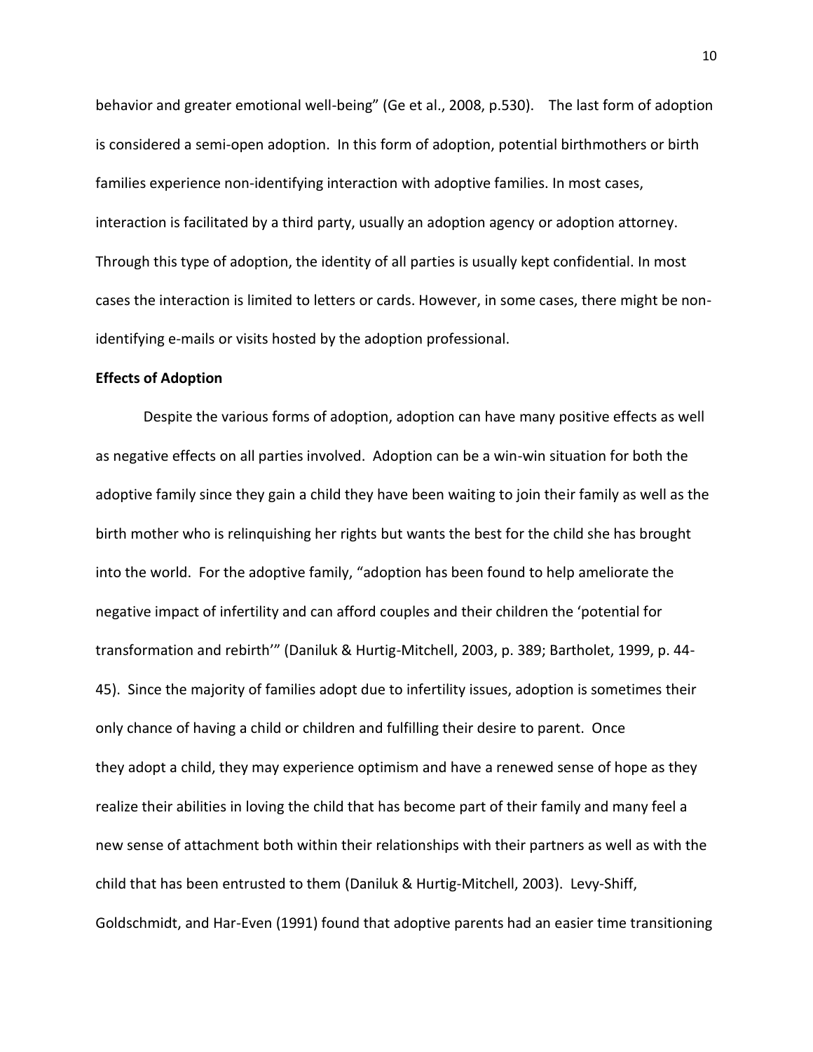behavior and greater emotional well-being" (Ge et al., 2008, p.530). The last form of adoption is considered a semi-open adoption. In this form of adoption, potential birthmothers or birth families experience non-identifying interaction with adoptive families. In most cases, interaction is facilitated by a third party, usually an adoption agency or adoption attorney. Through this type of adoption, the identity of all parties is usually kept confidential. In most cases the interaction is limited to letters or cards. However, in some cases, there might be non-identifying e-mails or visits hosted by the adoption professional.

**Effects of Adoption**

Despite the various forms of adoption, adoption can have many positive effects as well as negative effects on all parties involved. Adoption can be a win-win situation for both the adoptive family since they gain a child they have been waiting to join their family as well as the birth mother who is relinquishing her rights but wants the best for the child she has brought into the world. For the adoptive family, "adoption has been found to help ameliorate the negative impact of infertility and can afford couples and their children the 'potential for transformation and rebirth'" (Daniluk & Hurtig-Mitchell, 2003, p. 389; Bartholet, 1999, p. 44-45). Since the majority of families adopt due to infertility issues, adoption is sometimes their only chance of having a child or children and fulfilling their desire to parent. Once they adopt a child, they may experience optimism and have a renewed sense of hope as they realize their abilities in loving the child that has become part of their family and many feel a new sense of attachment both within their relationships with their partners as well as with the child that has been entrusted to them (Daniluk & Hurtig-Mitchell, 2003). Levy-Shiff, Goldschmidt, and Har-Even (1991) found that adoptive parents had an easier time transitioning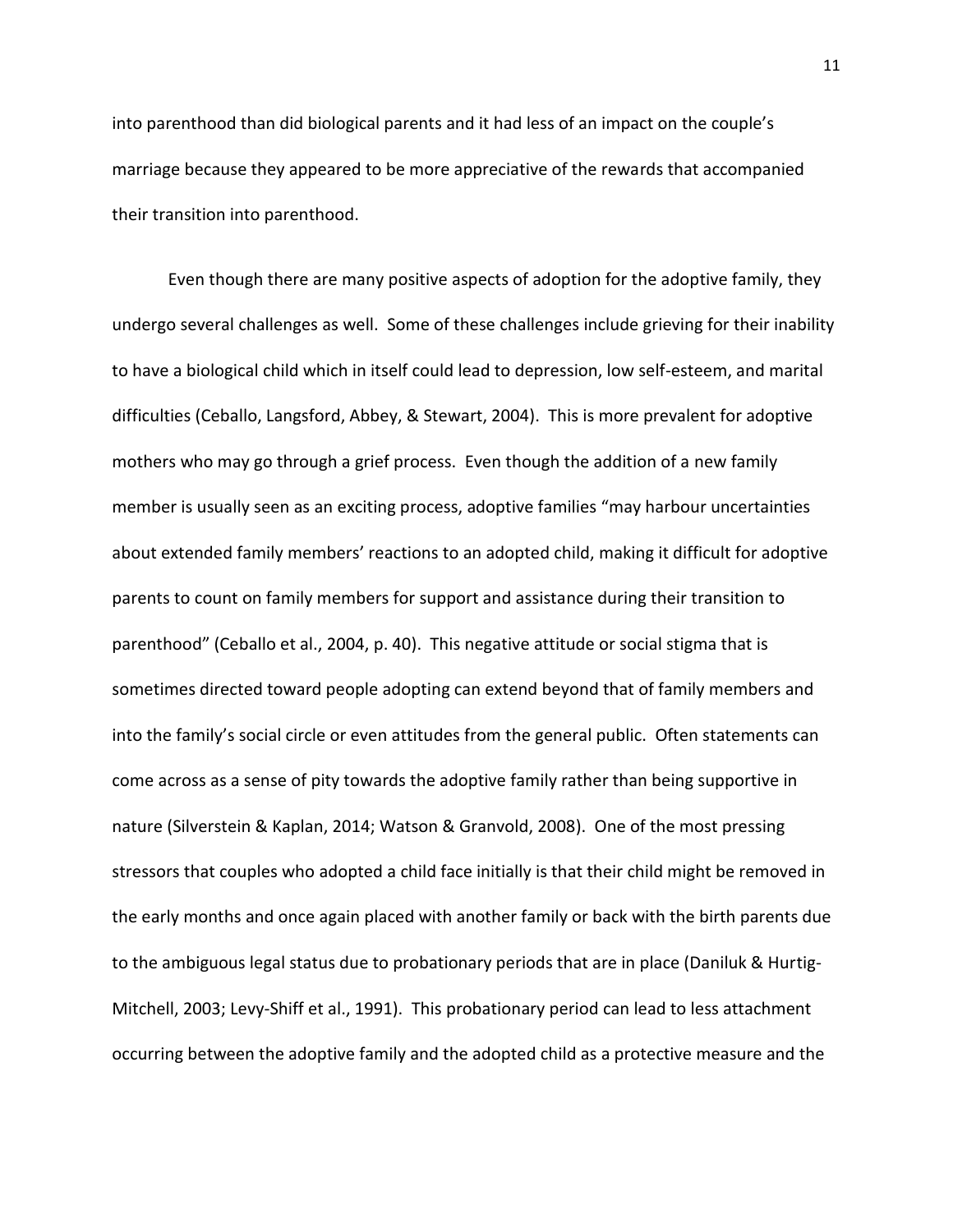into parenthood than did biological parents and it had less of an impact on the couple's marriage because they appeared to be more appreciative of the rewards that accompanied their transition into parenthood.

Even though there are many positive aspects of adoption for the adoptive family, they undergo several challenges as well. Some of these challenges include grieving for their inability to have a biological child which in itself could lead to depression, low self-esteem, and marital difficulties (Ceballo, Langsford, Abbey, & Stewart, 2004). This is more prevalent for adoptive mothers who may go through a grief process. Even though the addition of a new family member is usually seen as an exciting process, adoptive families "may harbour uncertainties about extended family members' reactions to an adopted child, making it difficult for adoptive parents to count on family members for support and assistance during their transition to parenthood" (Ceballo et al., 2004, p. 40). This negative attitude or social stigma that is sometimes directed toward people adopting can extend beyond that of family members and into the family's social circle or even attitudes from the general public. Often statements can come across as a sense of pity towards the adoptive family rather than being supportive in nature (Silverstein & Kaplan, 2014; Watson & Granvold, 2008). One of the most pressing stressors that couples who adopted a child face initially is that their child might be removed in the early months and once again placed with another family or back with the birth parents due to the ambiguous legal status due to probationary periods that are in place (Daniluk & Hurtig-Mitchell, 2003; Levy-Shiff et al., 1991). This probationary period can lead to less attachment occurring between the adoptive family and the adopted child as a protective measure and the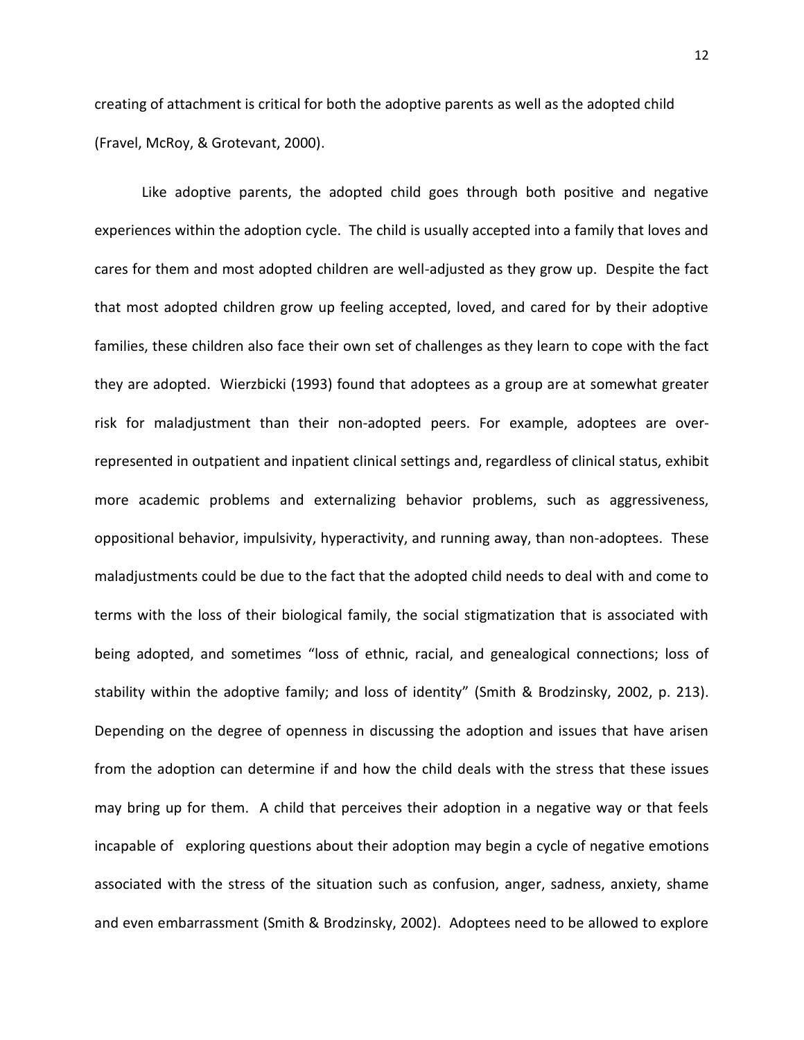creating of attachment is critical for both the adoptive parents as well as the adopted child (Fravel, McRoy, & Grotevant, 2000).

Like adoptive parents, the adopted child goes through both positive and negative experiences within the adoption cycle. The child is usually accepted into a family that loves and cares for them and most adopted children are well-adjusted as they grow up. Despite the fact that most adopted children grow up feeling accepted, loved, and cared for by their adoptive families, these children also face their own set of challenges as they learn to cope with the fact they are adopted. Wierzbicki (1993) found that adoptees as a group are at somewhat greater risk for maladjustment than their non-adopted peers. For example, adoptees are over-represented in outpatient and inpatient clinical settings and, regardless of clinical status, exhibit more academic problems and externalizing behavior problems, such as aggressiveness, oppositional behavior, impulsivity, hyperactivity, and running away, than non-adoptees. These maladjustments could be due to the fact that the adopted child needs to deal with and come to terms with the loss of their biological family, the social stigmatization that is associated with being adopted, and sometimes "loss of ethnic, racial, and genealogical connections; loss of stability within the adoptive family; and loss of identity" (Smith & Brodzinsky, 2002, p. 213). Depending on the degree of openness in discussing the adoption and issues that have arisen from the adoption can determine if and how the child deals with the stress that these issues may bring up for them. A child that perceives their adoption in a negative way or that feels incapable of exploring questions about their adoption may begin a cycle of negative emotions associated with the stress of the situation such as confusion, anger, sadness, anxiety, shame and even embarrassment (Smith & Brodzinsky, 2002). Adoptees need to be allowed to explore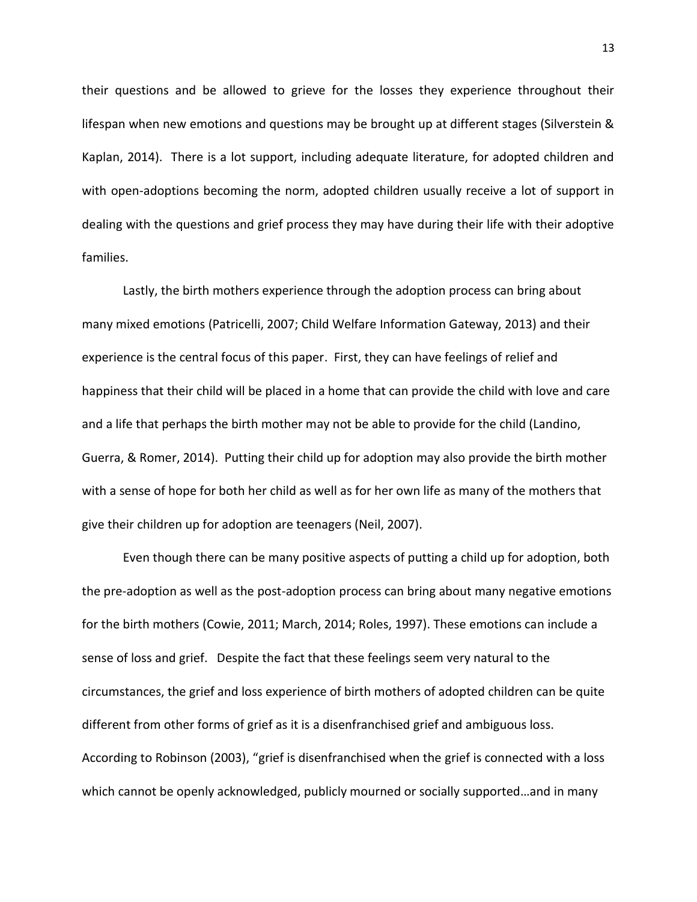their questions and be allowed to grieve for the losses they experience throughout their lifespan when new emotions and questions may be brought up at different stages (Silverstein & Kaplan, 2014). There is a lot support, including adequate literature, for adopted children and with open-adoptions becoming the norm, adopted children usually receive a lot of support in dealing with the questions and grief process they may have during their life with their adoptive families.

Lastly, the birth mothers experience through the adoption process can bring about many mixed emotions (Patricelli, 2007; Child Welfare Information Gateway, 2013) and their experience is the central focus of this paper. First, they can have feelings of relief and happiness that their child will be placed in a home that can provide the child with love and care and a life that perhaps the birth mother may not be able to provide for the child (Landino, Guerra, & Romer, 2014). Putting their child up for adoption may also provide the birth mother with a sense of hope for both her child as well as for her own life as many of the mothers that give their children up for adoption are teenagers (Neil, 2007).

Even though there can be many positive aspects of putting a child up for adoption, both the pre-adoption as well as the post-adoption process can bring about many negative emotions for the birth mothers (Cowie, 2011; March, 2014; Roles, 1997). These emotions can include a sense of loss and grief. Despite the fact that these feelings seem very natural to the circumstances, the grief and loss experience of birth mothers of adopted children can be quite different from other forms of grief as it is a disenfranchised grief and ambiguous loss. According to Robinson (2003), "grief is disenfranchised when the grief is connected with a loss which cannot be openly acknowledged, publicly mourned or socially supported…and in many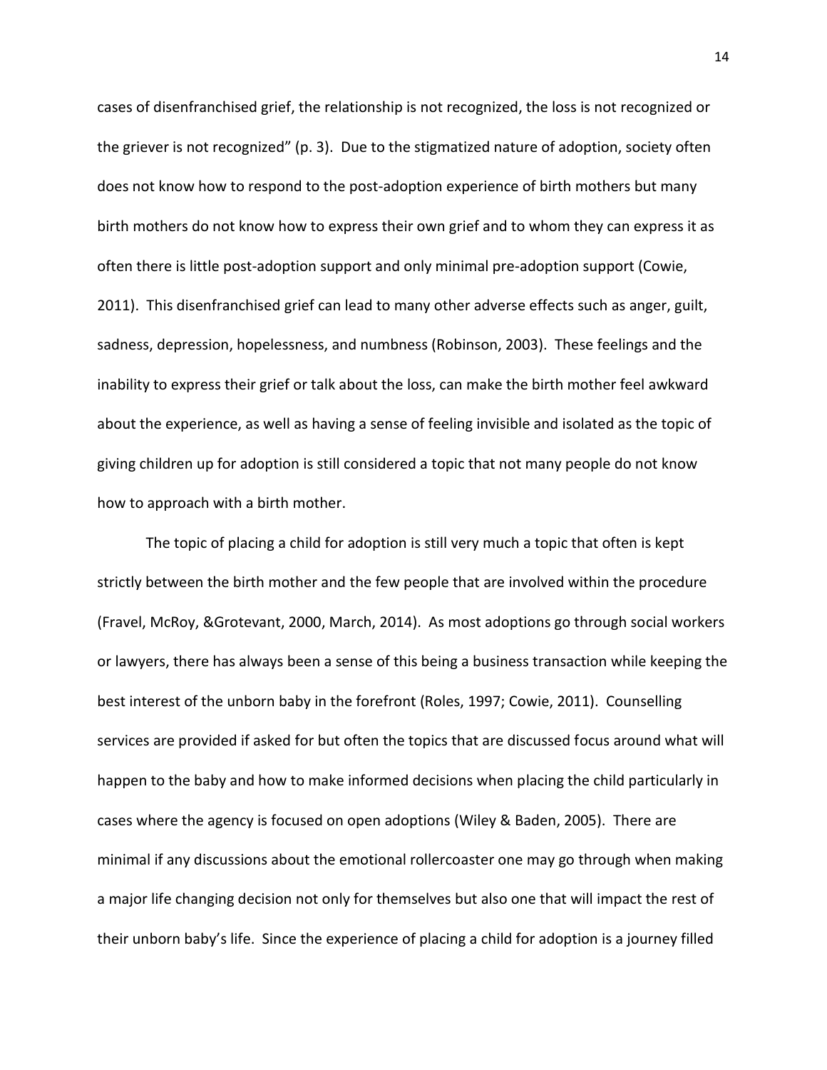cases of disenfranchised grief, the relationship is not recognized, the loss is not recognized or the griever is not recognized" (p. 3). Due to the stigmatized nature of adoption, society often does not know how to respond to the post-adoption experience of birth mothers but many birth mothers do not know how to express their own grief and to whom they can express it as often there is little post-adoption support and only minimal pre-adoption support (Cowie, 2011). This disenfranchised grief can lead to many other adverse effects such as anger, guilt, sadness, depression, hopelessness, and numbness (Robinson, 2003). These feelings and the inability to express their grief or talk about the loss, can make the birth mother feel awkward about the experience, as well as having a sense of feeling invisible and isolated as the topic of giving children up for adoption is still considered a topic that not many people do not know how to approach with a birth mother.

The topic of placing a child for adoption is still very much a topic that often is kept strictly between the birth mother and the few people that are involved within the procedure (Fravel, McRoy, &Grotevant, 2000, March, 2014). As most adoptions go through social workers or lawyers, there has always been a sense of this being a business transaction while keeping the best interest of the unborn baby in the forefront (Roles, 1997; Cowie, 2011). Counselling services are provided if asked for but often the topics that are discussed focus around what will happen to the baby and how to make informed decisions when placing the child particularly in cases where the agency is focused on open adoptions (Wiley & Baden, 2005). There are minimal if any discussions about the emotional rollercoaster one may go through when making a major life changing decision not only for themselves but also one that will impact the rest of their unborn baby's life. Since the experience of placing a child for adoption is a journey filled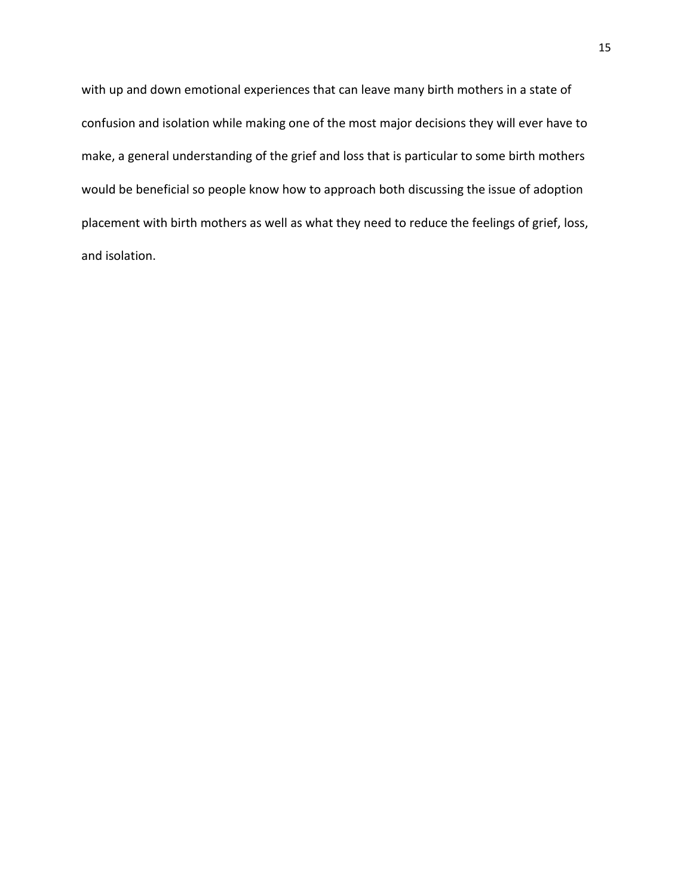with up and down emotional experiences that can leave many birth mothers in a state of confusion and isolation while making one of the most major decisions they will ever have to make, a general understanding of the grief and loss that is particular to some birth mothers would be beneficial so people know how to approach both discussing the issue of adoption placement with birth mothers as well as what they need to reduce the feelings of grief, loss, and isolation.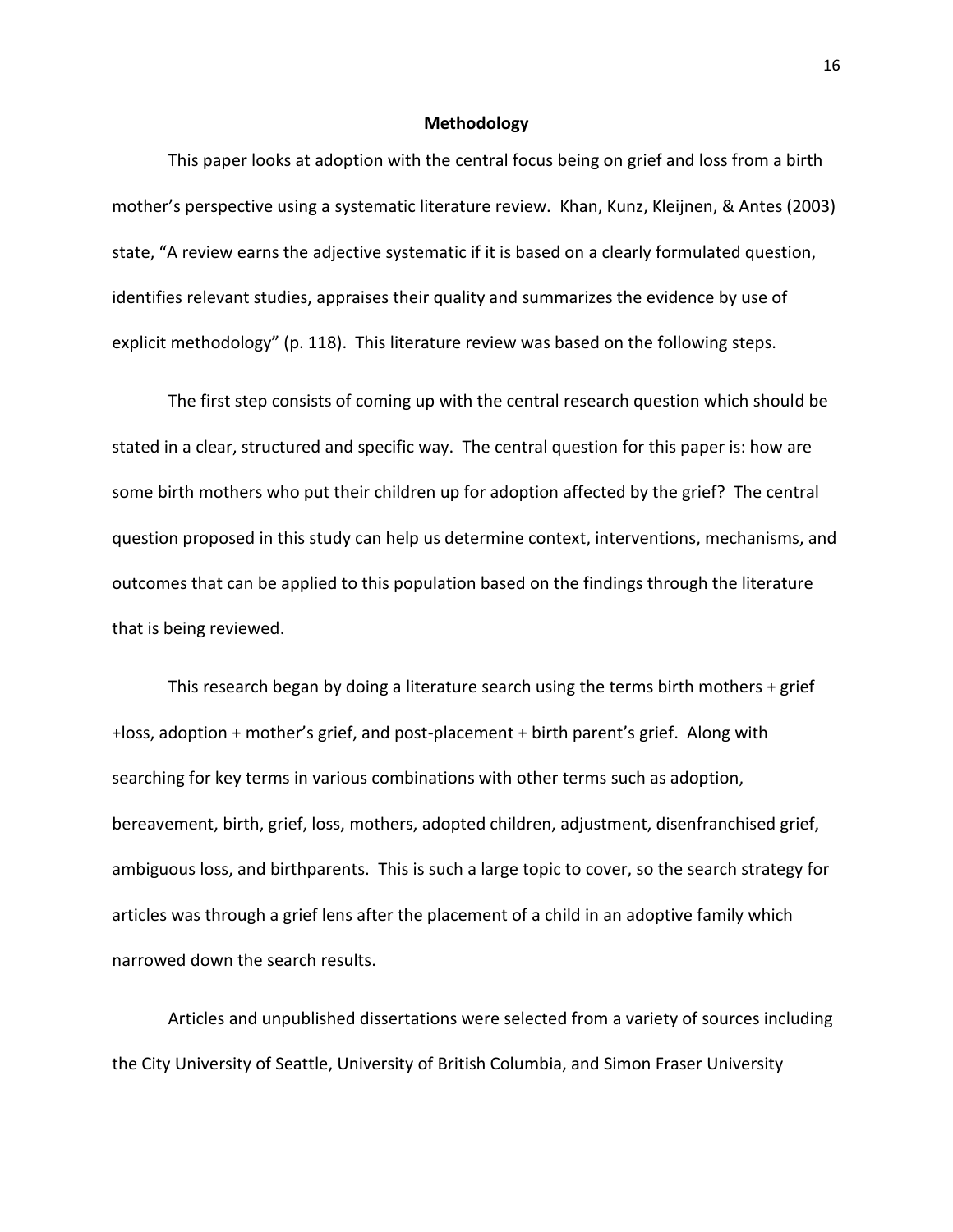**Methodology**

This paper looks at adoption with the central focus being on grief and loss from a birth mother's perspective using a systematic literature review. Khan, Kunz, Kleijnen, & Antes (2003) state, "A review earns the adjective systematic if it is based on a clearly formulated question, identifies relevant studies, appraises their quality and summarizes the evidence by use of explicit methodology" (p. 118). This literature review was based on the following steps.

The first step consists of coming up with the central research question which should be stated in a clear, structured and specific way. The central question for this paper is: how are some birth mothers who put their children up for adoption affected by the grief? The central question proposed in this study can help us determine context, interventions, mechanisms, and outcomes that can be applied to this population based on the findings through the literature that is being reviewed.

This research began by doing a literature search using the terms birth mothers + grief +loss, adoption + mother's grief, and post-placement + birth parent's grief. Along with searching for key terms in various combinations with other terms such as adoption, bereavement, birth, grief, loss, mothers, adopted children, adjustment, disenfranchised grief, ambiguous loss, and birthparents. This is such a large topic to cover, so the search strategy for articles was through a grief lens after the placement of a child in an adoptive family which narrowed down the search results.

Articles and unpublished dissertations were selected from a variety of sources including the City University of Seattle, University of British Columbia, and Simon Fraser University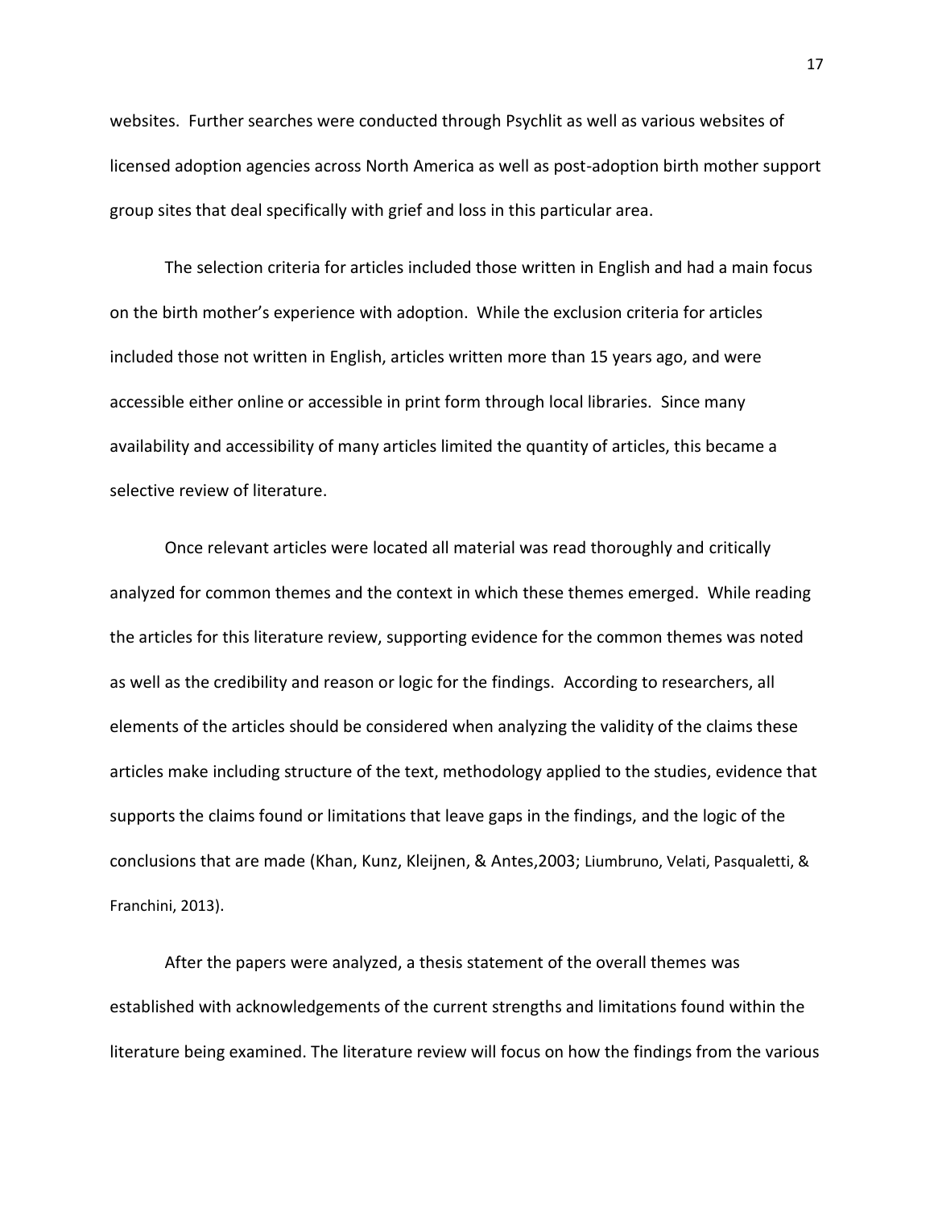websites. Further searches were conducted through Psychlit as well as various websites of licensed adoption agencies across North America as well as post-adoption birth mother support group sites that deal specifically with grief and loss in this particular area.

The selection criteria for articles included those written in English and had a main focus on the birth mother's experience with adoption. While the exclusion criteria for articles included those not written in English, articles written more than 15 years ago, and were accessible either online or accessible in print form through local libraries. Since many availability and accessibility of many articles limited the quantity of articles, this became a selective review of literature.

Once relevant articles were located all material was read thoroughly and critically analyzed for common themes and the context in which these themes emerged. While reading the articles for this literature review, supporting evidence for the common themes was noted as well as the credibility and reason or logic for the findings. According to researchers, all elements of the articles should be considered when analyzing the validity of the claims these articles make including structure of the text, methodology applied to the studies, evidence that supports the claims found or limitations that leave gaps in the findings, and the logic of the conclusions that are made (Khan, Kunz, Kleijnen, & Antes,2003; Liumbruno, Velati, Pasqualetti, & Franchini, 2013).

After the papers were analyzed, a thesis statement of the overall themes was established with acknowledgements of the current strengths and limitations found within the literature being examined. The literature review will focus on how the findings from the various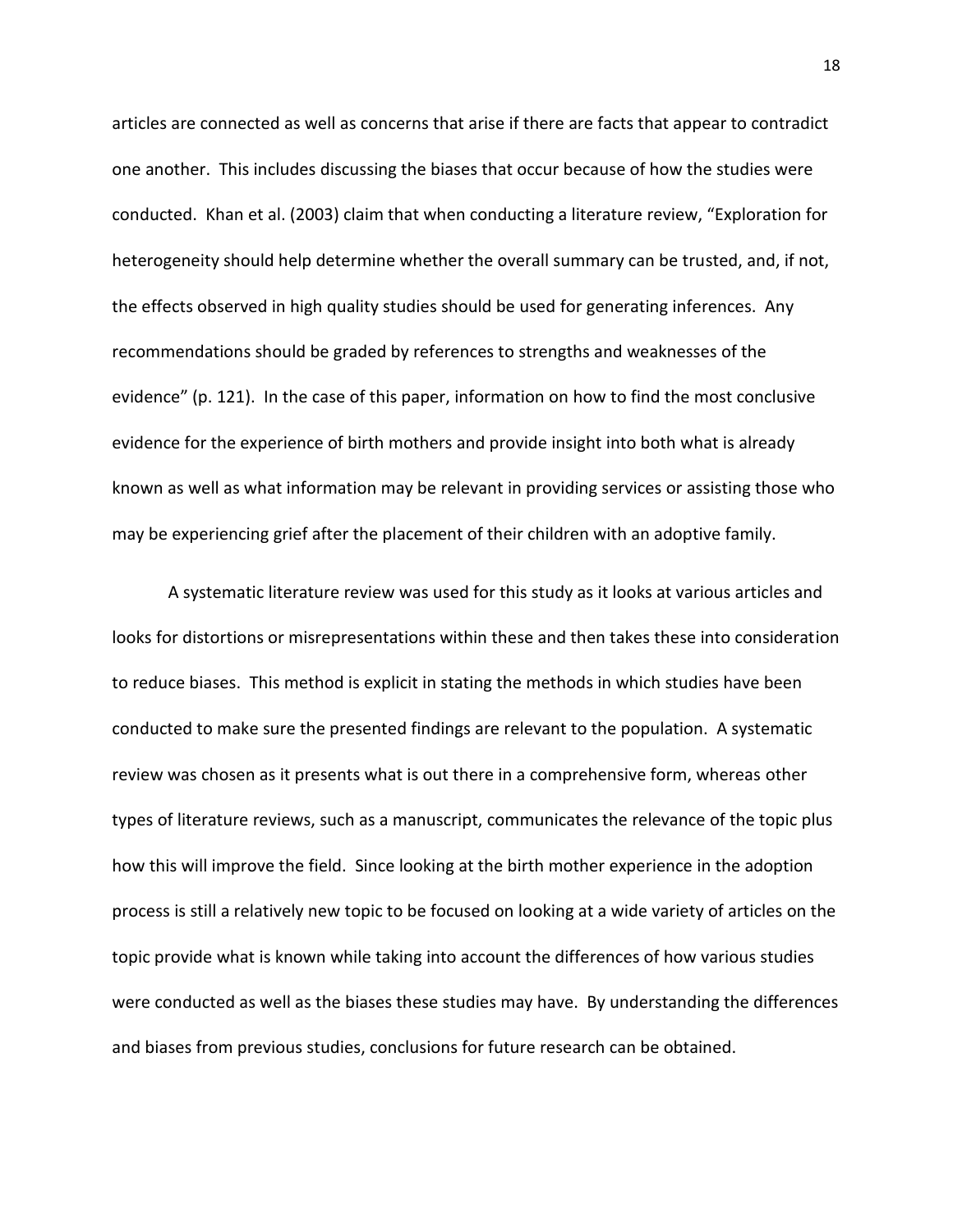articles are connected as well as concerns that arise if there are facts that appear to contradict one another. This includes discussing the biases that occur because of how the studies were conducted. Khan et al. (2003) claim that when conducting a literature review, "Exploration for heterogeneity should help determine whether the overall summary can be trusted, and, if not, the effects observed in high quality studies should be used for generating inferences. Any recommendations should be graded by references to strengths and weaknesses of the evidence" (p. 121). In the case of this paper, information on how to find the most conclusive evidence for the experience of birth mothers and provide insight into both what is already known as well as what information may be relevant in providing services or assisting those who may be experiencing grief after the placement of their children with an adoptive family.

A systematic literature review was used for this study as it looks at various articles and looks for distortions or misrepresentations within these and then takes these into consideration to reduce biases. This method is explicit in stating the methods in which studies have been conducted to make sure the presented findings are relevant to the population. A systematic review was chosen as it presents what is out there in a comprehensive form, whereas other types of literature reviews, such as a manuscript, communicates the relevance of the topic plus how this will improve the field. Since looking at the birth mother experience in the adoption process is still a relatively new topic to be focused on looking at a wide variety of articles on the topic provide what is known while taking into account the differences of how various studies were conducted as well as the biases these studies may have. By understanding the differences and biases from previous studies, conclusions for future research can be obtained.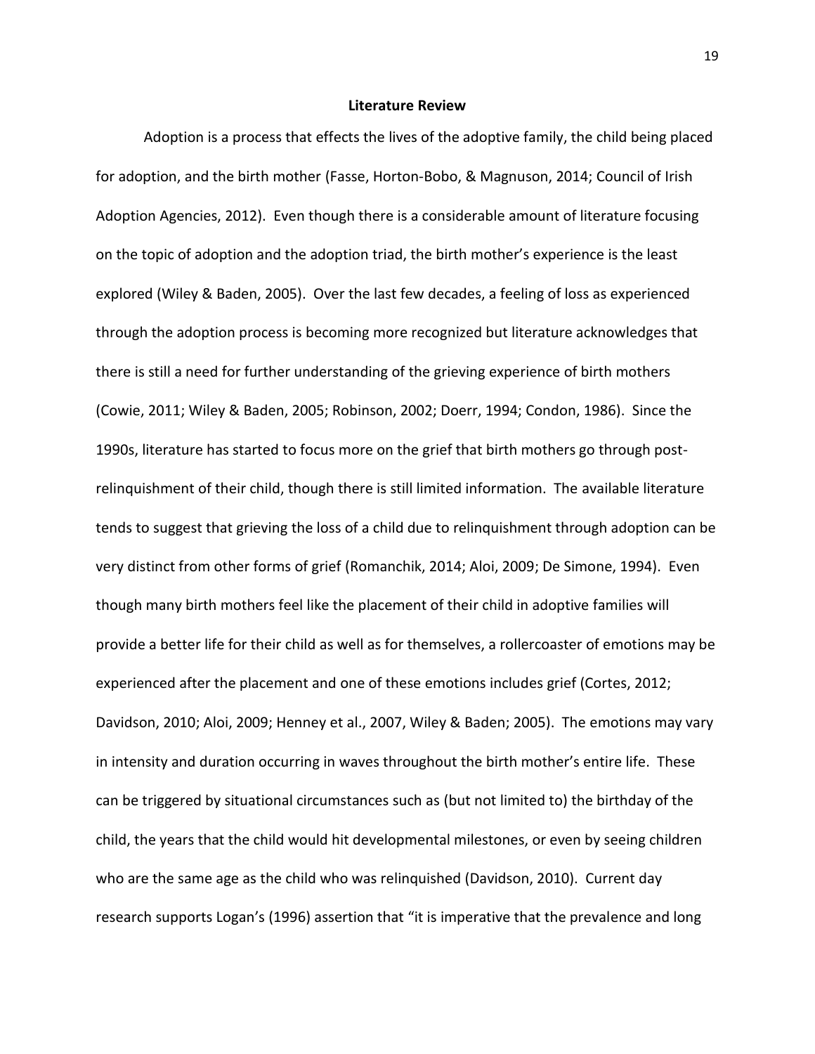## Literature Review

Adoption is a process that effects the lives of the adoptive family, the child being placed for adoption, and the birth mother (Fasse, Horton-Bobo, & Magnuson, 2014; Council of Irish Adoption Agencies, 2012). Even though there is a considerable amount of literature focusing on the topic of adoption and the adoption triad, the birth mother's experience is the least explored (Wiley & Baden, 2005). Over the last few decades, a feeling of loss as experienced through the adoption process is becoming more recognized but literature acknowledges that there is still a need for further understanding of the grieving experience of birth mothers (Cowie, 2011; Wiley & Baden, 2005; Robinson, 2002; Doerr, 1994; Condon, 1986). Since the 1990s, literature has started to focus more on the grief that birth mothers go through post-relinquishment of their child, though there is still limited information. The available literature tends to suggest that grieving the loss of a child due to relinquishment through adoption can be very distinct from other forms of grief (Romanchik, 2014; Aloi, 2009; De Simone, 1994). Even though many birth mothers feel like the placement of their child in adoptive families will provide a better life for their child as well as for themselves, a rollercoaster of emotions may be experienced after the placement and one of these emotions includes grief (Cortes, 2012; Davidson, 2010; Aloi, 2009; Henney et al., 2007, Wiley & Baden; 2005). The emotions may vary in intensity and duration occurring in waves throughout the birth mother's entire life. These can be triggered by situational circumstances such as (but not limited to) the birthday of the child, the years that the child would hit developmental milestones, or even by seeing children who are the same age as the child who was relinquished (Davidson, 2010). Current day research supports Logan's (1996) assertion that "it is imperative that the prevalence and long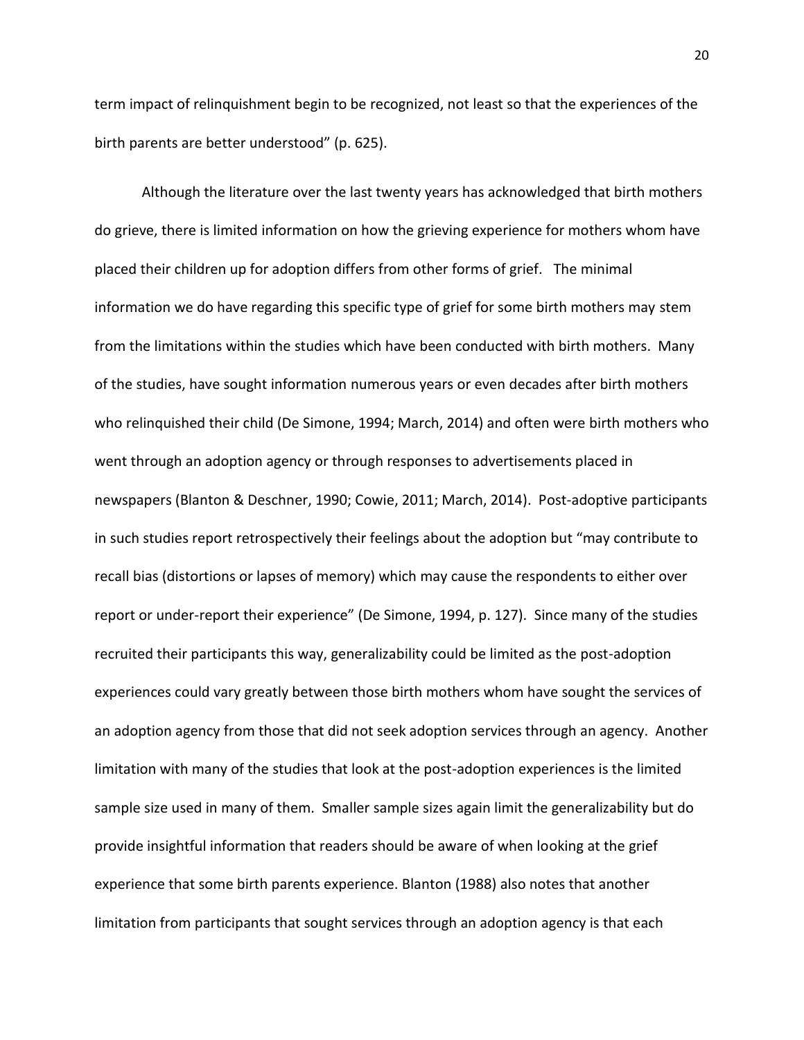term impact of relinquishment begin to be recognized, not least so that the experiences of the birth parents are better understood" (p. 625).

Although the literature over the last twenty years has acknowledged that birth mothers do grieve, there is limited information on how the grieving experience for mothers whom have placed their children up for adoption differs from other forms of grief. The minimal information we do have regarding this specific type of grief for some birth mothers may stem from the limitations within the studies which have been conducted with birth mothers. Many of the studies, have sought information numerous years or even decades after birth mothers who relinquished their child (De Simone, 1994; March, 2014) and often were birth mothers who went through an adoption agency or through responses to advertisements placed in newspapers (Blanton & Deschner, 1990; Cowie, 2011; March, 2014). Post-adoptive participants in such studies report retrospectively their feelings about the adoption but "may contribute to recall bias (distortions or lapses of memory) which may cause the respondents to either over report or under-report their experience" (De Simone, 1994, p. 127). Since many of the studies recruited their participants this way, generalizability could be limited as the post-adoption experiences could vary greatly between those birth mothers whom have sought the services of an adoption agency from those that did not seek adoption services through an agency. Another limitation with many of the studies that look at the post-adoption experiences is the limited sample size used in many of them. Smaller sample sizes again limit the generalizability but do provide insightful information that readers should be aware of when looking at the grief experience that some birth parents experience. Blanton (1988) also notes that another limitation from participants that sought services through an adoption agency is that each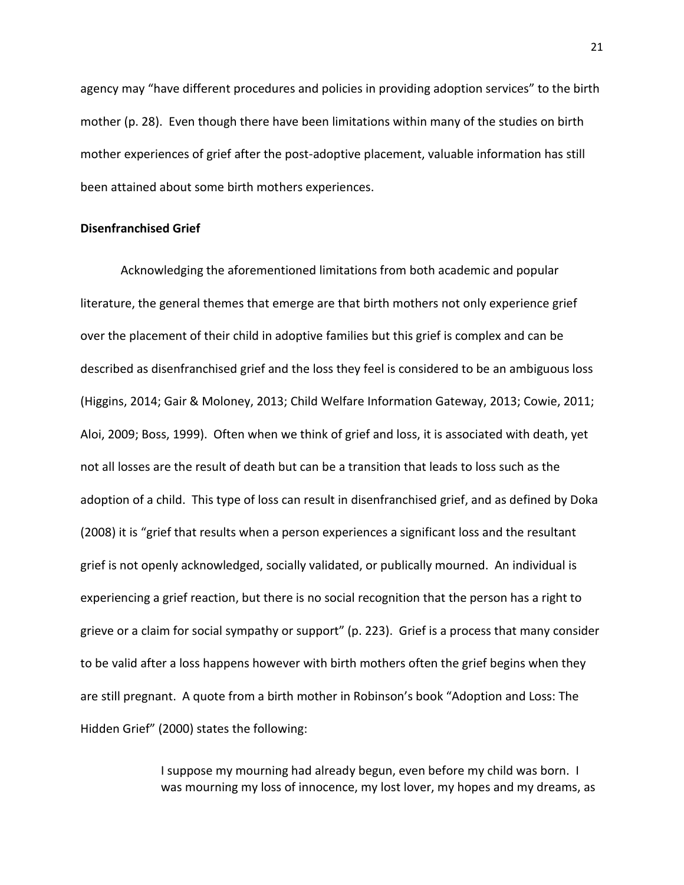agency may "have different procedures and policies in providing adoption services" to the birth mother (p. 28). Even though there have been limitations within many of the studies on birth mother experiences of grief after the post-adoptive placement, valuable information has still been attained about some birth mothers experiences.

**Disenfranchised Grief**

Acknowledging the aforementioned limitations from both academic and popular literature, the general themes that emerge are that birth mothers not only experience grief over the placement of their child in adoptive families but this grief is complex and can be described as disenfranchised grief and the loss they feel is considered to be an ambiguous loss (Higgins, 2014; Gair & Moloney, 2013; Child Welfare Information Gateway, 2013; Cowie, 2011; Aloi, 2009; Boss, 1999). Often when we think of grief and loss, it is associated with death, yet not all losses are the result of death but can be a transition that leads to loss such as the adoption of a child. This type of loss can result in disenfranchised grief, and as defined by Doka (2008) it is "grief that results when a person experiences a significant loss and the resultant grief is not openly acknowledged, socially validated, or publically mourned. An individual is experiencing a grief reaction, but there is no social recognition that the person has a right to grieve or a claim for social sympathy or support" (p. 223). Grief is a process that many consider to be valid after a loss happens however with birth mothers often the grief begins when they are still pregnant. A quote from a birth mother in Robinson's book "Adoption and Loss: The Hidden Grief" (2000) states the following:

> I suppose my mourning had already begun, even before my child was born. I was mourning my loss of innocence, my lost lover, my hopes and my dreams, as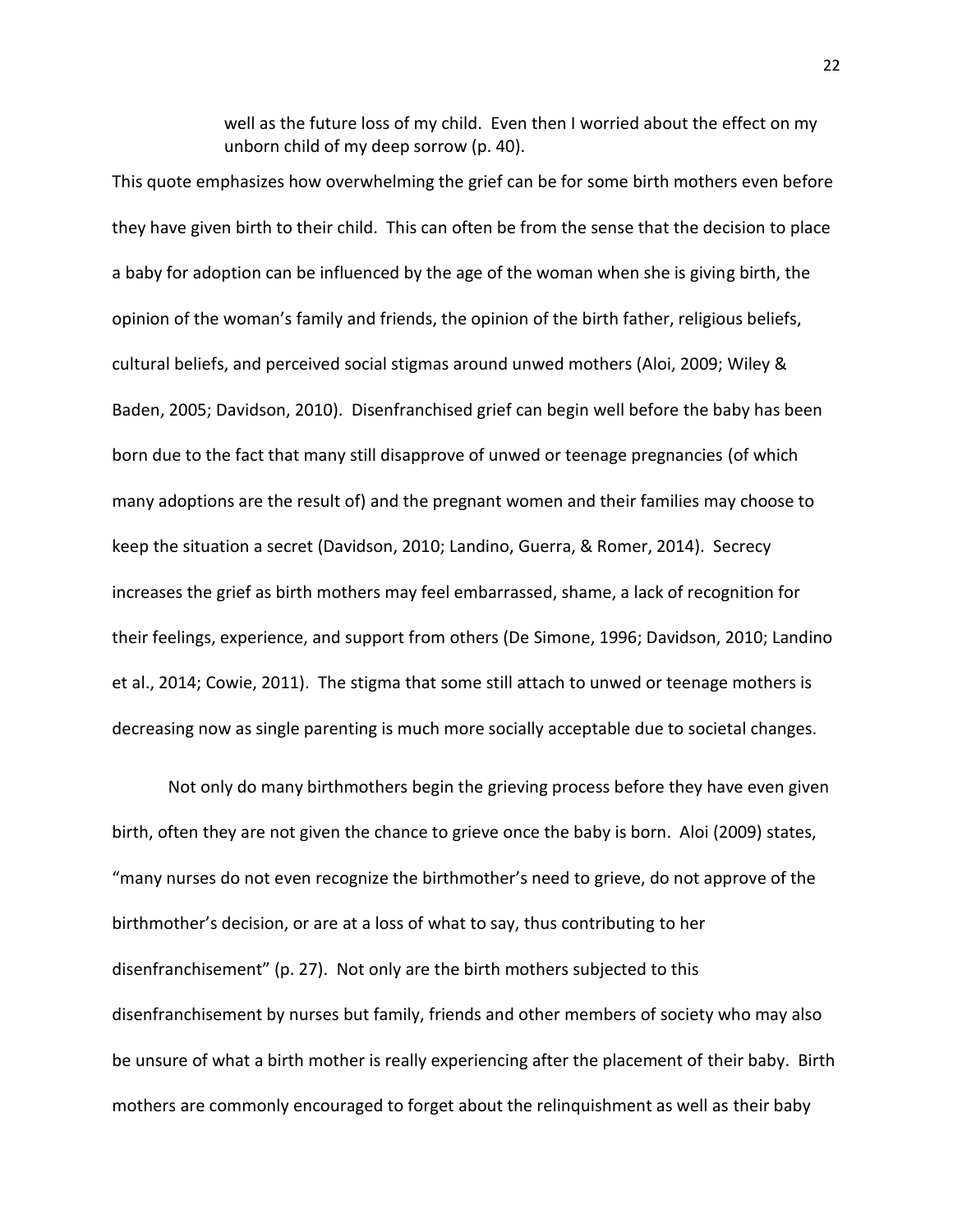> well as the future loss of my child. Even then I worried about the effect on my unborn child of my deep sorrow (p. 40).

This quote emphasizes how overwhelming the grief can be for some birth mothers even before they have given birth to their child. This can often be from the sense that the decision to place a baby for adoption can be influenced by the age of the woman when she is giving birth, the opinion of the woman's family and friends, the opinion of the birth father, religious beliefs, cultural beliefs, and perceived social stigmas around unwed mothers (Aloi, 2009; Wiley & Baden, 2005; Davidson, 2010). Disenfranchised grief can begin well before the baby has been born due to the fact that many still disapprove of unwed or teenage pregnancies (of which many adoptions are the result of) and the pregnant women and their families may choose to keep the situation a secret (Davidson, 2010; Landino, Guerra, & Romer, 2014). Secrecy increases the grief as birth mothers may feel embarrassed, shame, a lack of recognition for their feelings, experience, and support from others (De Simone, 1996; Davidson, 2010; Landino et al., 2014; Cowie, 2011). The stigma that some still attach to unwed or teenage mothers is decreasing now as single parenting is much more socially acceptable due to societal changes.

Not only do many birthmothers begin the grieving process before they have even given birth, often they are not given the chance to grieve once the baby is born. Aloi (2009) states, "many nurses do not even recognize the birthmother's need to grieve, do not approve of the birthmother's decision, or are at a loss of what to say, thus contributing to her disenfranchisement" (p. 27). Not only are the birth mothers subjected to this disenfranchisement by nurses but family, friends and other members of society who may also be unsure of what a birth mother is really experiencing after the placement of their baby. Birth mothers are commonly encouraged to forget about the relinquishment as well as their baby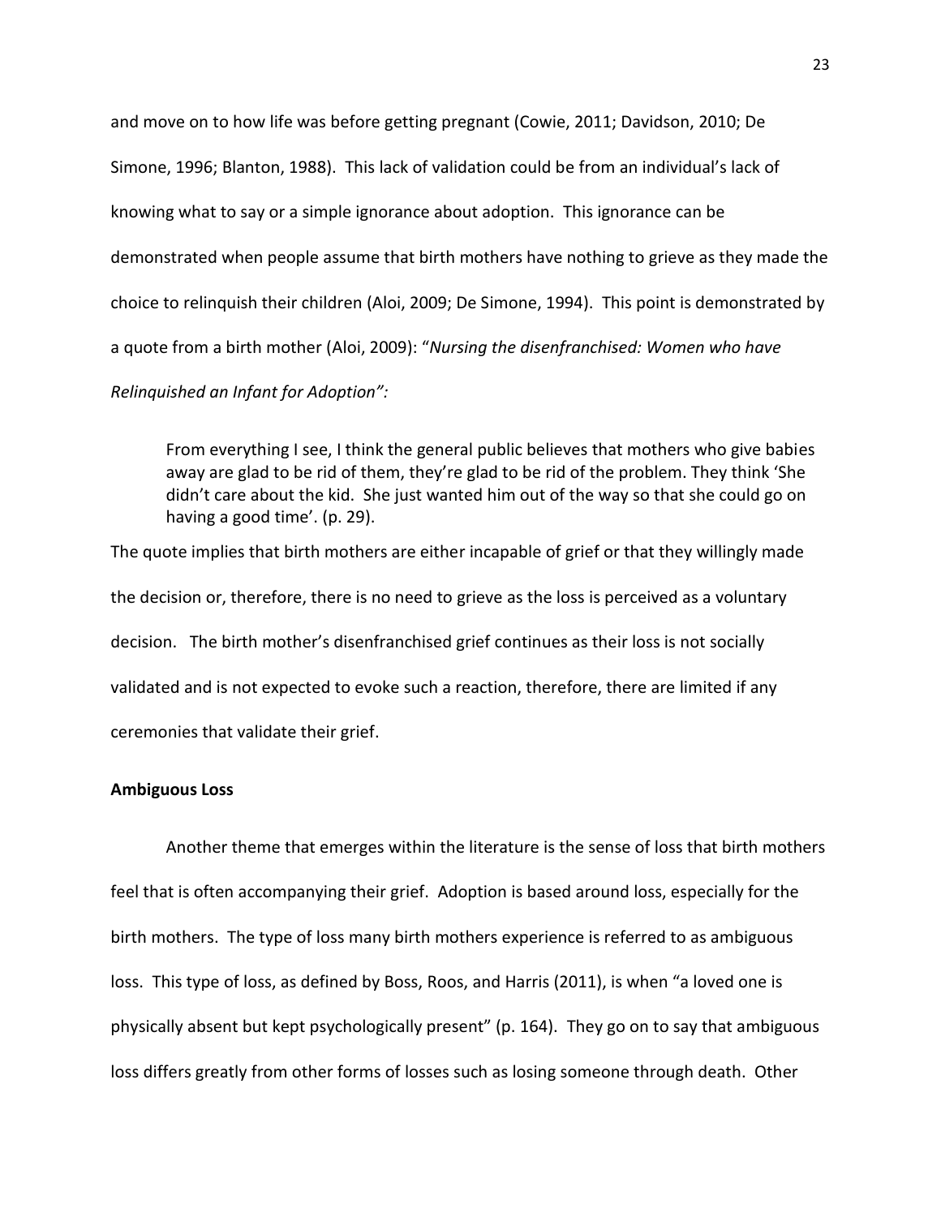and move on to how life was before getting pregnant (Cowie, 2011; Davidson, 2010; De Simone, 1996; Blanton, 1988). This lack of validation could be from an individual's lack of knowing what to say or a simple ignorance about adoption. This ignorance can be demonstrated when people assume that birth mothers have nothing to grieve as they made the choice to relinquish their children (Aloi, 2009; De Simone, 1994). This point is demonstrated by a quote from a birth mother (Aloi, 2009): "*Nursing the disenfranchised: Women who have Relinquished an Infant for Adoption":*

> From everything I see, I think the general public believes that mothers who give babies away are glad to be rid of them, they're glad to be rid of the problem. They think 'She didn't care about the kid. She just wanted him out of the way so that she could go on having a good time'. (p. 29).

The quote implies that birth mothers are either incapable of grief or that they willingly made the decision or, therefore, there is no need to grieve as the loss is perceived as a voluntary decision. The birth mother's disenfranchised grief continues as their loss is not socially validated and is not expected to evoke such a reaction, therefore, there are limited if any ceremonies that validate their grief.

**Ambiguous Loss**

Another theme that emerges within the literature is the sense of loss that birth mothers feel that is often accompanying their grief. Adoption is based around loss, especially for the birth mothers. The type of loss many birth mothers experience is referred to as ambiguous loss. This type of loss, as defined by Boss, Roos, and Harris (2011), is when "a loved one is physically absent but kept psychologically present" (p. 164). They go on to say that ambiguous loss differs greatly from other forms of losses such as losing someone through death. Other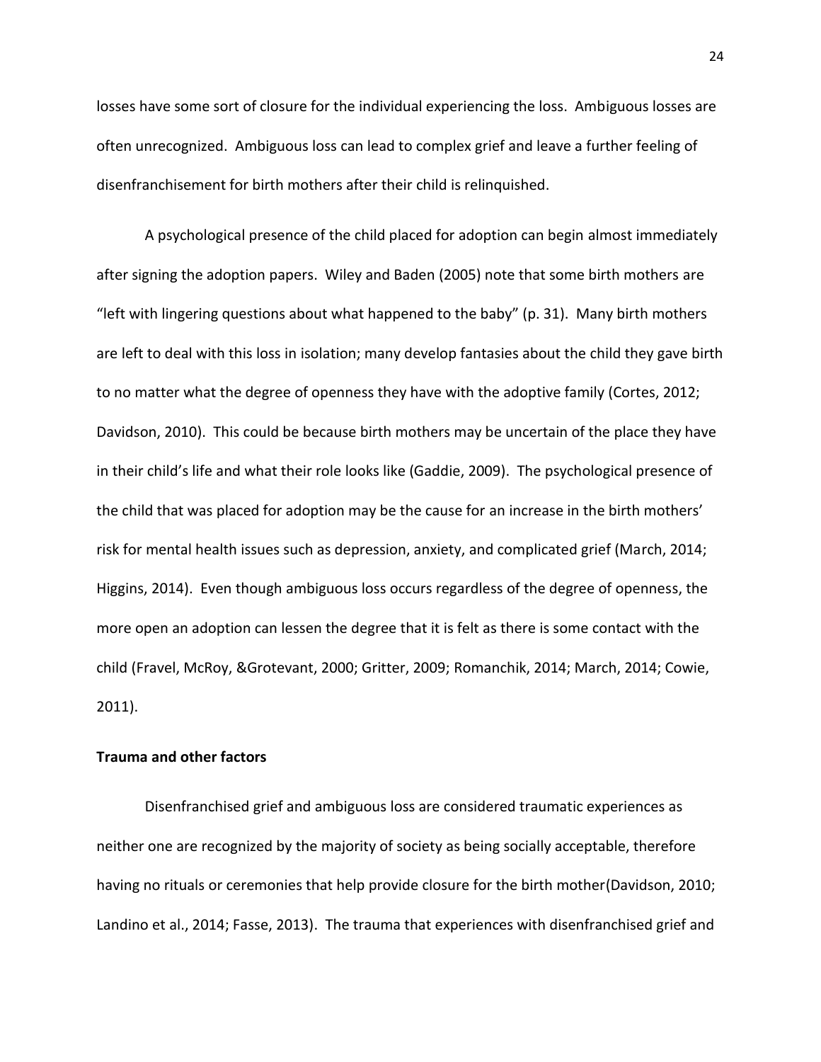losses have some sort of closure for the individual experiencing the loss. Ambiguous losses are often unrecognized. Ambiguous loss can lead to complex grief and leave a further feeling of disenfranchisement for birth mothers after their child is relinquished.

A psychological presence of the child placed for adoption can begin almost immediately after signing the adoption papers. Wiley and Baden (2005) note that some birth mothers are "left with lingering questions about what happened to the baby" (p. 31). Many birth mothers are left to deal with this loss in isolation; many develop fantasies about the child they gave birth to no matter what the degree of openness they have with the adoptive family (Cortes, 2012; Davidson, 2010). This could be because birth mothers may be uncertain of the place they have in their child's life and what their role looks like (Gaddie, 2009). The psychological presence of the child that was placed for adoption may be the cause for an increase in the birth mothers' risk for mental health issues such as depression, anxiety, and complicated grief (March, 2014; Higgins, 2014). Even though ambiguous loss occurs regardless of the degree of openness, the more open an adoption can lessen the degree that it is felt as there is some contact with the child (Fravel, McRoy, &Grotevant, 2000; Gritter, 2009; Romanchik, 2014; March, 2014; Cowie, 2011).

**Trauma and other factors**

Disenfranchised grief and ambiguous loss are considered traumatic experiences as neither one are recognized by the majority of society as being socially acceptable, therefore having no rituals or ceremonies that help provide closure for the birth mother(Davidson, 2010; Landino et al., 2014; Fasse, 2013). The trauma that experiences with disenfranchised grief and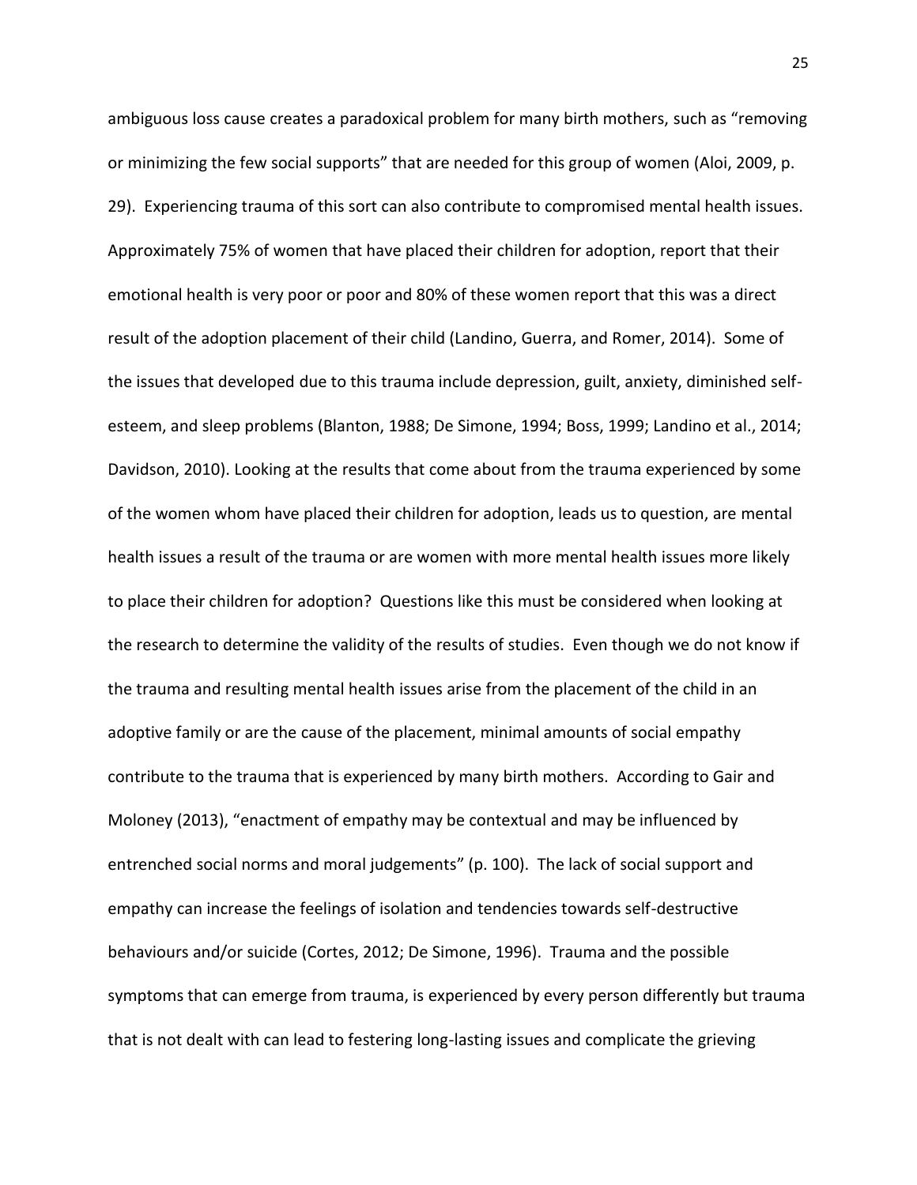ambiguous loss cause creates a paradoxical problem for many birth mothers, such as "removing or minimizing the few social supports" that are needed for this group of women (Aloi, 2009, p. 29). Experiencing trauma of this sort can also contribute to compromised mental health issues. Approximately 75% of women that have placed their children for adoption, report that their emotional health is very poor or poor and 80% of these women report that this was a direct result of the adoption placement of their child (Landino, Guerra, and Romer, 2014). Some of the issues that developed due to this trauma include depression, guilt, anxiety, diminished self-esteem, and sleep problems (Blanton, 1988; De Simone, 1994; Boss, 1999; Landino et al., 2014; Davidson, 2010). Looking at the results that come about from the trauma experienced by some of the women whom have placed their children for adoption, leads us to question, are mental health issues a result of the trauma or are women with more mental health issues more likely to place their children for adoption? Questions like this must be considered when looking at the research to determine the validity of the results of studies. Even though we do not know if the trauma and resulting mental health issues arise from the placement of the child in an adoptive family or are the cause of the placement, minimal amounts of social empathy contribute to the trauma that is experienced by many birth mothers. According to Gair and Moloney (2013), "enactment of empathy may be contextual and may be influenced by entrenched social norms and moral judgements" (p. 100). The lack of social support and empathy can increase the feelings of isolation and tendencies towards self-destructive behaviours and/or suicide (Cortes, 2012; De Simone, 1996). Trauma and the possible symptoms that can emerge from trauma, is experienced by every person differently but trauma that is not dealt with can lead to festering long-lasting issues and complicate the grieving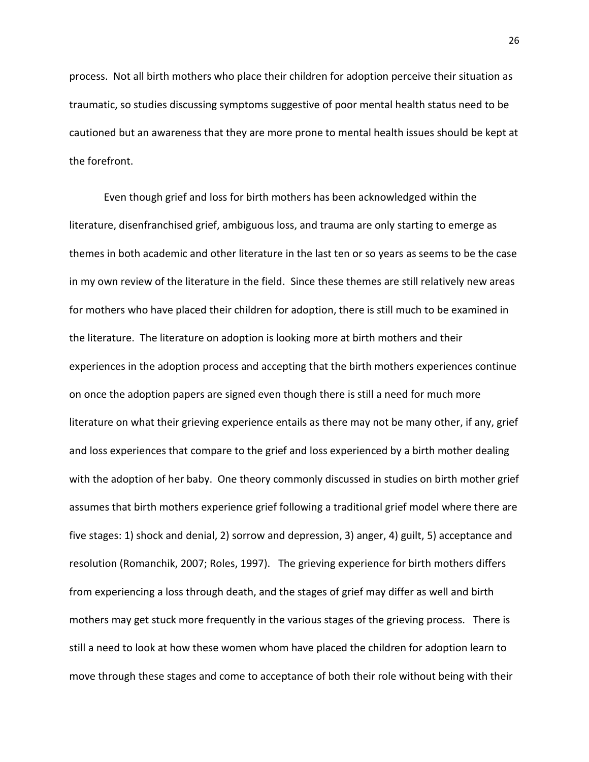process. Not all birth mothers who place their children for adoption perceive their situation as traumatic, so studies discussing symptoms suggestive of poor mental health status need to be cautioned but an awareness that they are more prone to mental health issues should be kept at the forefront.

Even though grief and loss for birth mothers has been acknowledged within the literature, disenfranchised grief, ambiguous loss, and trauma are only starting to emerge as themes in both academic and other literature in the last ten or so years as seems to be the case in my own review of the literature in the field. Since these themes are still relatively new areas for mothers who have placed their children for adoption, there is still much to be examined in the literature. The literature on adoption is looking more at birth mothers and their experiences in the adoption process and accepting that the birth mothers experiences continue on once the adoption papers are signed even though there is still a need for much more literature on what their grieving experience entails as there may not be many other, if any, grief and loss experiences that compare to the grief and loss experienced by a birth mother dealing with the adoption of her baby. One theory commonly discussed in studies on birth mother grief assumes that birth mothers experience grief following a traditional grief model where there are five stages: 1) shock and denial, 2) sorrow and depression, 3) anger, 4) guilt, 5) acceptance and resolution (Romanchik, 2007; Roles, 1997). The grieving experience for birth mothers differs from experiencing a loss through death, and the stages of grief may differ as well and birth mothers may get stuck more frequently in the various stages of the grieving process. There is still a need to look at how these women whom have placed the children for adoption learn to move through these stages and come to acceptance of both their role without being with their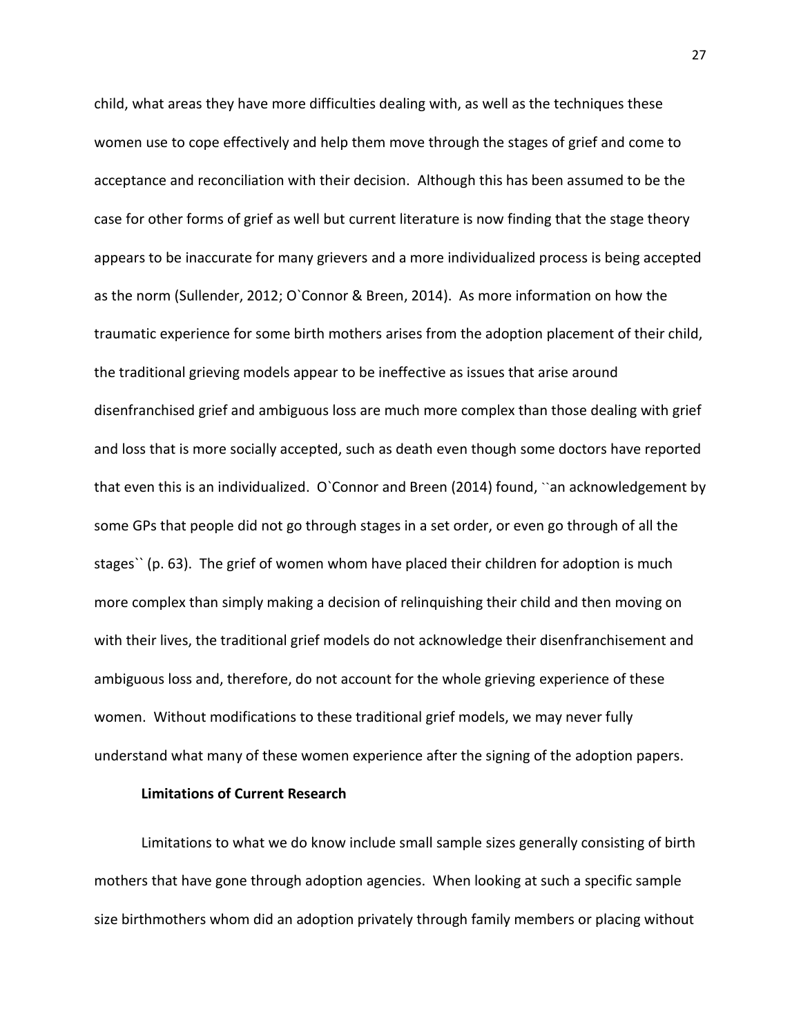child, what areas they have more difficulties dealing with, as well as the techniques these women use to cope effectively and help them move through the stages of grief and come to acceptance and reconciliation with their decision. Although this has been assumed to be the case for other forms of grief as well but current literature is now finding that the stage theory appears to be inaccurate for many grievers and a more individualized process is being accepted as the norm (Sullender, 2012; O`Connor & Breen, 2014). As more information on how the traumatic experience for some birth mothers arises from the adoption placement of their child, the traditional grieving models appear to be ineffective as issues that arise around disenfranchised grief and ambiguous loss are much more complex than those dealing with grief and loss that is more socially accepted, such as death even though some doctors have reported that even this is an individualized. O`Connor and Breen (2014) found, ``an acknowledgement by some GPs that people did not go through stages in a set order, or even go through of all the stages`` (p. 63). The grief of women whom have placed their children for adoption is much more complex than simply making a decision of relinquishing their child and then moving on with their lives, the traditional grief models do not acknowledge their disenfranchisement and ambiguous loss and, therefore, do not account for the whole grieving experience of these women. Without modifications to these traditional grief models, we may never fully understand what many of these women experience after the signing of the adoption papers.

**Limitations of Current Research**

Limitations to what we do know include small sample sizes generally consisting of birth mothers that have gone through adoption agencies. When looking at such a specific sample size birthmothers whom did an adoption privately through family members or placing without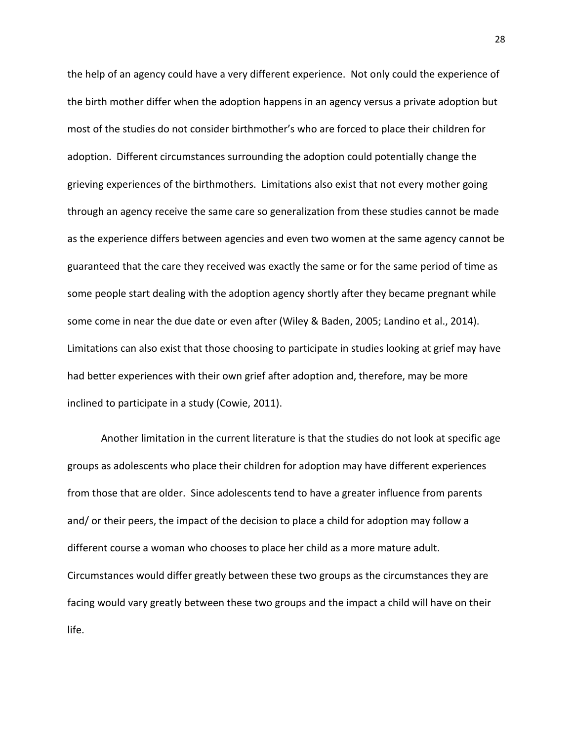the help of an agency could have a very different experience. Not only could the experience of the birth mother differ when the adoption happens in an agency versus a private adoption but most of the studies do not consider birthmother's who are forced to place their children for adoption. Different circumstances surrounding the adoption could potentially change the grieving experiences of the birthmothers. Limitations also exist that not every mother going through an agency receive the same care so generalization from these studies cannot be made as the experience differs between agencies and even two women at the same agency cannot be guaranteed that the care they received was exactly the same or for the same period of time as some people start dealing with the adoption agency shortly after they became pregnant while some come in near the due date or even after (Wiley & Baden, 2005; Landino et al., 2014). Limitations can also exist that those choosing to participate in studies looking at grief may have had better experiences with their own grief after adoption and, therefore, may be more inclined to participate in a study (Cowie, 2011).

Another limitation in the current literature is that the studies do not look at specific age groups as adolescents who place their children for adoption may have different experiences from those that are older. Since adolescents tend to have a greater influence from parents and/ or their peers, the impact of the decision to place a child for adoption may follow a different course a woman who chooses to place her child as a more mature adult. Circumstances would differ greatly between these two groups as the circumstances they are facing would vary greatly between these two groups and the impact a child will have on their life.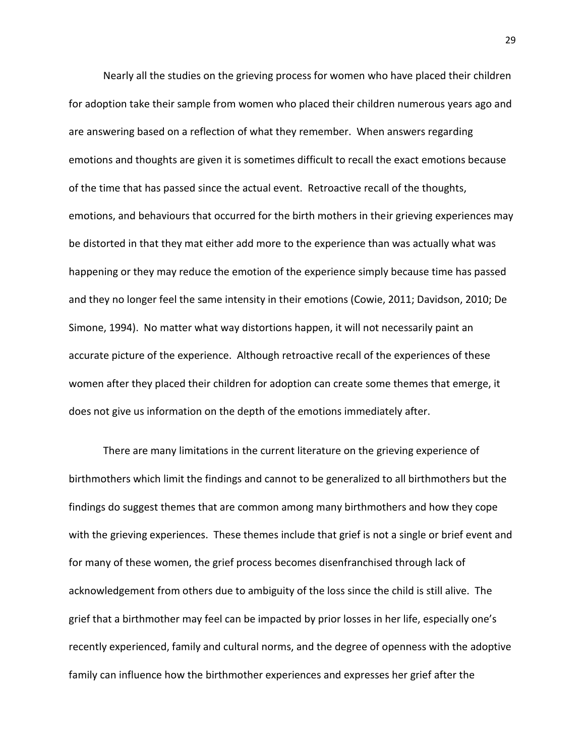Nearly all the studies on the grieving process for women who have placed their children for adoption take their sample from women who placed their children numerous years ago and are answering based on a reflection of what they remember. When answers regarding emotions and thoughts are given it is sometimes difficult to recall the exact emotions because of the time that has passed since the actual event. Retroactive recall of the thoughts, emotions, and behaviours that occurred for the birth mothers in their grieving experiences may be distorted in that they mat either add more to the experience than was actually what was happening or they may reduce the emotion of the experience simply because time has passed and they no longer feel the same intensity in their emotions (Cowie, 2011; Davidson, 2010; De Simone, 1994). No matter what way distortions happen, it will not necessarily paint an accurate picture of the experience. Although retroactive recall of the experiences of these women after they placed their children for adoption can create some themes that emerge, it does not give us information on the depth of the emotions immediately after.

There are many limitations in the current literature on the grieving experience of birthmothers which limit the findings and cannot to be generalized to all birthmothers but the findings do suggest themes that are common among many birthmothers and how they cope with the grieving experiences. These themes include that grief is not a single or brief event and for many of these women, the grief process becomes disenfranchised through lack of acknowledgement from others due to ambiguity of the loss since the child is still alive. The grief that a birthmother may feel can be impacted by prior losses in her life, especially one's recently experienced, family and cultural norms, and the degree of openness with the adoptive family can influence how the birthmother experiences and expresses her grief after the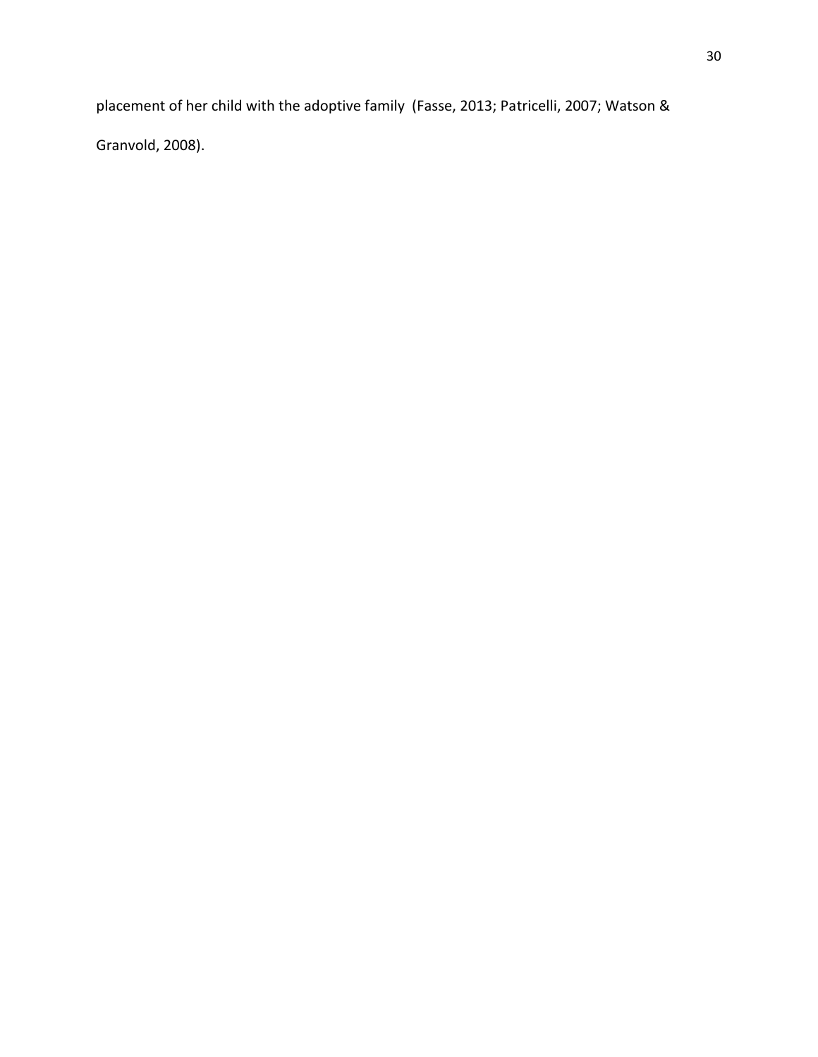placement of her child with the adoptive family (Fasse, 2013; Patricelli, 2007; Watson & Granvold, 2008).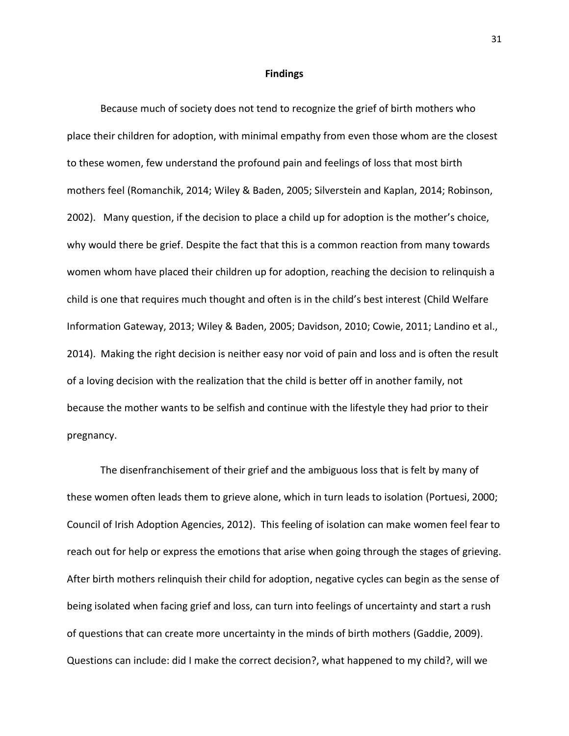## Findings

Because much of society does not tend to recognize the grief of birth mothers who place their children for adoption, with minimal empathy from even those whom are the closest to these women, few understand the profound pain and feelings of loss that most birth mothers feel (Romanchik, 2014; Wiley & Baden, 2005; Silverstein and Kaplan, 2014; Robinson, 2002). Many question, if the decision to place a child up for adoption is the mother's choice, why would there be grief. Despite the fact that this is a common reaction from many towards women whom have placed their children up for adoption, reaching the decision to relinquish a child is one that requires much thought and often is in the child's best interest (Child Welfare Information Gateway, 2013; Wiley & Baden, 2005; Davidson, 2010; Cowie, 2011; Landino et al., 2014). Making the right decision is neither easy nor void of pain and loss and is often the result of a loving decision with the realization that the child is better off in another family, not because the mother wants to be selfish and continue with the lifestyle they had prior to their pregnancy.

The disenfranchisement of their grief and the ambiguous loss that is felt by many of these women often leads them to grieve alone, which in turn leads to isolation (Portuesi, 2000; Council of Irish Adoption Agencies, 2012). This feeling of isolation can make women feel fear to reach out for help or express the emotions that arise when going through the stages of grieving. After birth mothers relinquish their child for adoption, negative cycles can begin as the sense of being isolated when facing grief and loss, can turn into feelings of uncertainty and start a rush of questions that can create more uncertainty in the minds of birth mothers (Gaddie, 2009). Questions can include: did I make the correct decision?, what happened to my child?, will we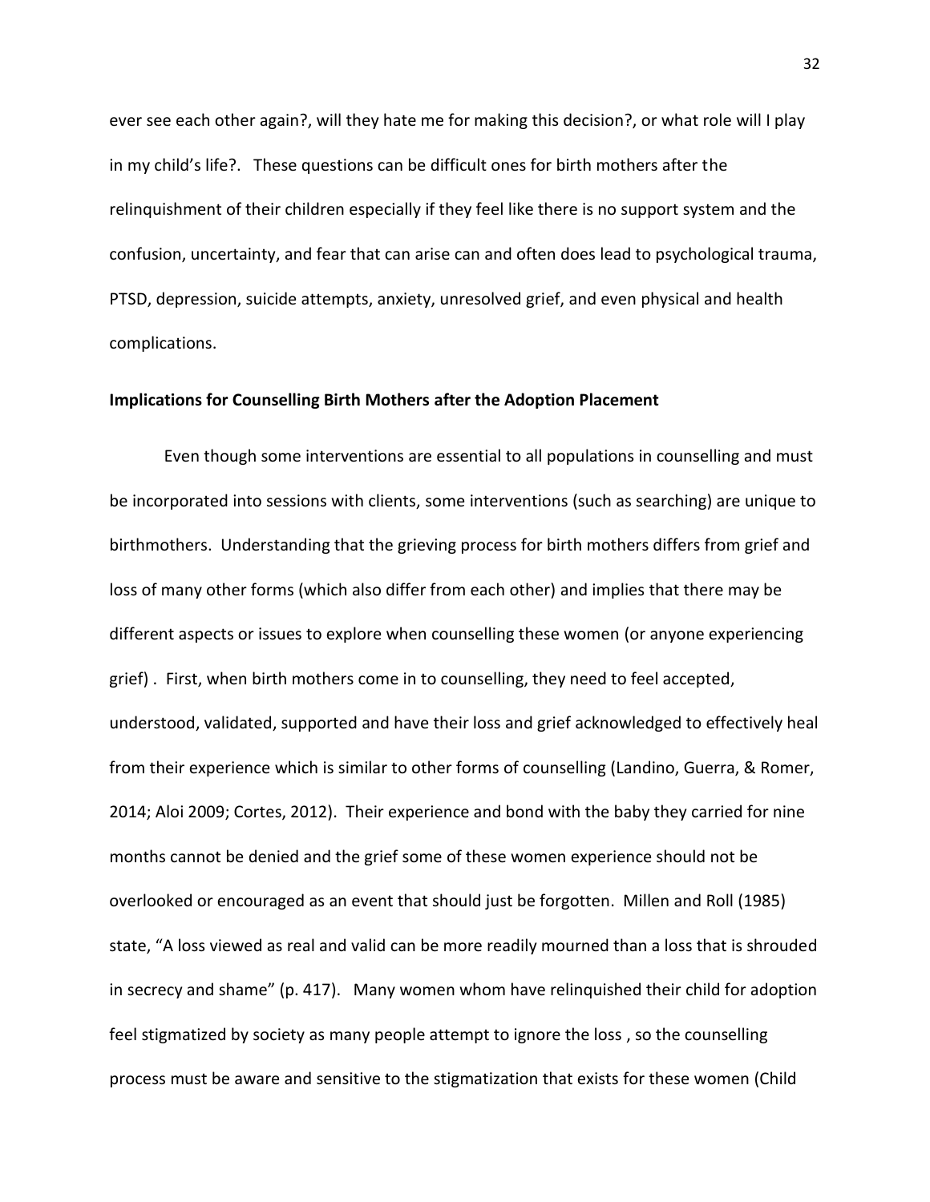ever see each other again?, will they hate me for making this decision?, or what role will I play in my child's life?.   These questions can be difficult ones for birth mothers after the relinquishment of their children especially if they feel like there is no support system and the confusion, uncertainty, and fear that can arise can and often does lead to psychological trauma, PTSD, depression, suicide attempts, anxiety, unresolved grief, and even physical and health complications.

**Implications for Counselling Birth Mothers after the Adoption Placement**

Even though some interventions are essential to all populations in counselling and must be incorporated into sessions with clients, some interventions (such as searching) are unique to birthmothers.  Understanding that the grieving process for birth mothers differs from grief and loss of many other forms (which also differ from each other) and implies that there may be different aspects or issues to explore when counselling these women (or anyone experiencing grief) .  First, when birth mothers come in to counselling, they need to feel accepted, understood, validated, supported and have their loss and grief acknowledged to effectively heal from their experience which is similar to other forms of counselling (Landino, Guerra, & Romer, 2014; Aloi 2009; Cortes, 2012).  Their experience and bond with the baby they carried for nine months cannot be denied and the grief some of these women experience should not be overlooked or encouraged as an event that should just be forgotten.  Millen and Roll (1985) state, "A loss viewed as real and valid can be more readily mourned than a loss that is shrouded in secrecy and shame" (p. 417).   Many women whom have relinquished their child for adoption feel stigmatized by society as many people attempt to ignore the loss , so the counselling process must be aware and sensitive to the stigmatization that exists for these women (Child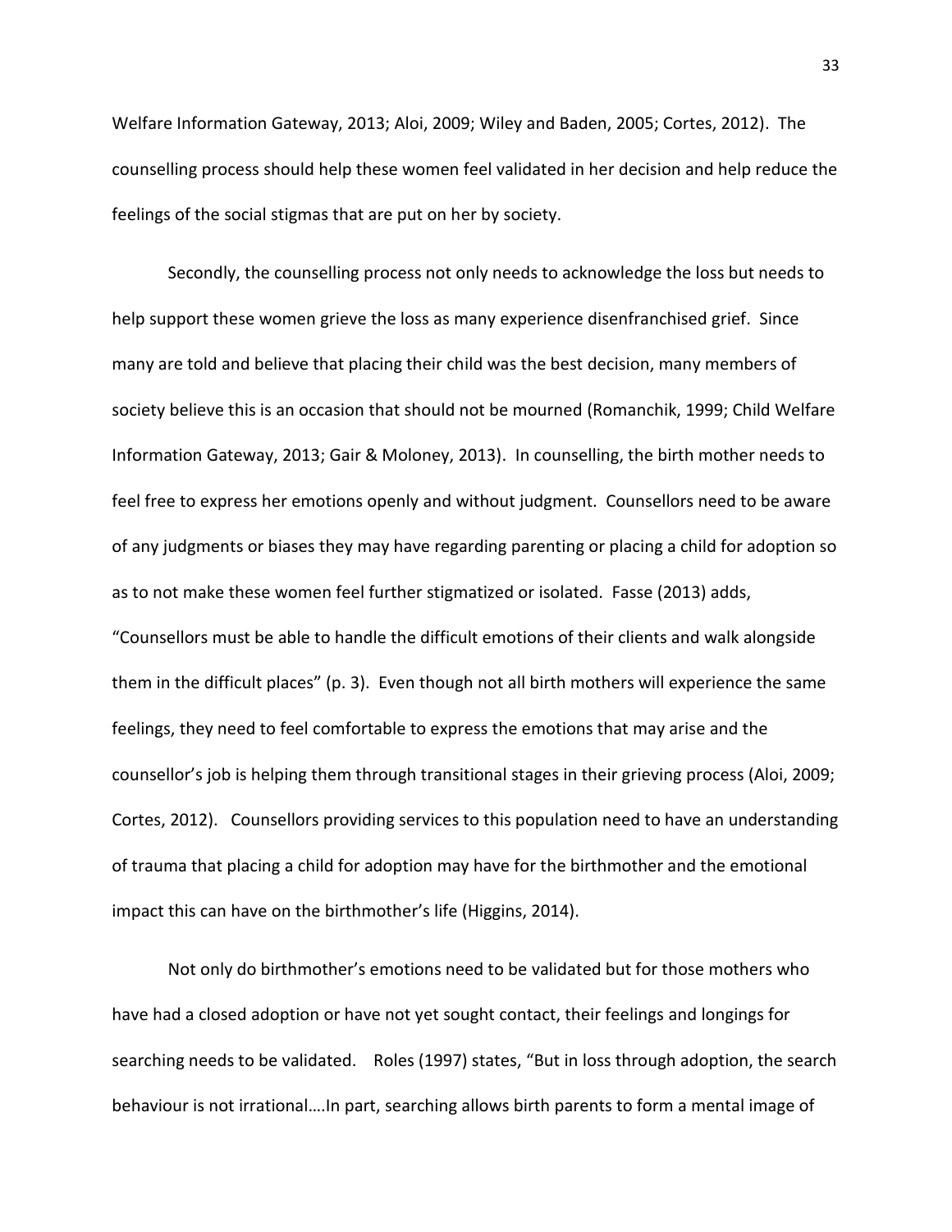Welfare Information Gateway, 2013; Aloi, 2009; Wiley and Baden, 2005; Cortes, 2012). The counselling process should help these women feel validated in her decision and help reduce the feelings of the social stigmas that are put on her by society.

Secondly, the counselling process not only needs to acknowledge the loss but needs to help support these women grieve the loss as many experience disenfranchised grief. Since many are told and believe that placing their child was the best decision, many members of society believe this is an occasion that should not be mourned (Romanchik, 1999; Child Welfare Information Gateway, 2013; Gair & Moloney, 2013). In counselling, the birth mother needs to feel free to express her emotions openly and without judgment. Counsellors need to be aware of any judgments or biases they may have regarding parenting or placing a child for adoption so as to not make these women feel further stigmatized or isolated. Fasse (2013) adds, "Counsellors must be able to handle the difficult emotions of their clients and walk alongside them in the difficult places" (p. 3). Even though not all birth mothers will experience the same feelings, they need to feel comfortable to express the emotions that may arise and the counsellor's job is helping them through transitional stages in their grieving process (Aloi, 2009; Cortes, 2012). Counsellors providing services to this population need to have an understanding of trauma that placing a child for adoption may have for the birthmother and the emotional impact this can have on the birthmother's life (Higgins, 2014).

Not only do birthmother's emotions need to be validated but for those mothers who have had a closed adoption or have not yet sought contact, their feelings and longings for searching needs to be validated. Roles (1997) states, "But in loss through adoption, the search behaviour is not irrational….In part, searching allows birth parents to form a mental image of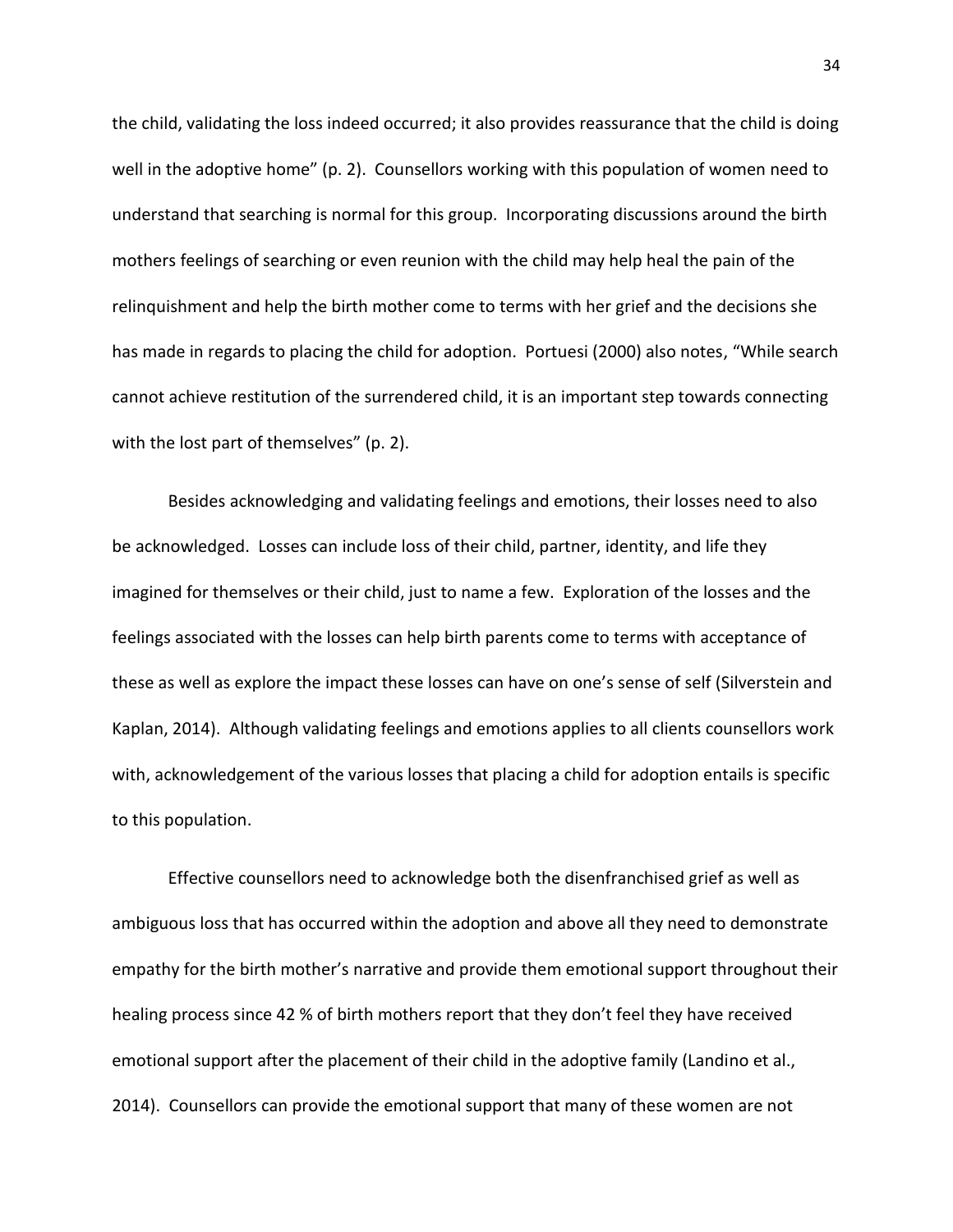the child, validating the loss indeed occurred; it also provides reassurance that the child is doing well in the adoptive home" (p. 2). Counsellors working with this population of women need to understand that searching is normal for this group. Incorporating discussions around the birth mothers feelings of searching or even reunion with the child may help heal the pain of the relinquishment and help the birth mother come to terms with her grief and the decisions she has made in regards to placing the child for adoption. Portuesi (2000) also notes, "While search cannot achieve restitution of the surrendered child, it is an important step towards connecting with the lost part of themselves" (p. 2).

Besides acknowledging and validating feelings and emotions, their losses need to also be acknowledged. Losses can include loss of their child, partner, identity, and life they imagined for themselves or their child, just to name a few. Exploration of the losses and the feelings associated with the losses can help birth parents come to terms with acceptance of these as well as explore the impact these losses can have on one's sense of self (Silverstein and Kaplan, 2014). Although validating feelings and emotions applies to all clients counsellors work with, acknowledgement of the various losses that placing a child for adoption entails is specific to this population.

Effective counsellors need to acknowledge both the disenfranchised grief as well as ambiguous loss that has occurred within the adoption and above all they need to demonstrate empathy for the birth mother's narrative and provide them emotional support throughout their healing process since 42 % of birth mothers report that they don't feel they have received emotional support after the placement of their child in the adoptive family (Landino et al., 2014). Counsellors can provide the emotional support that many of these women are not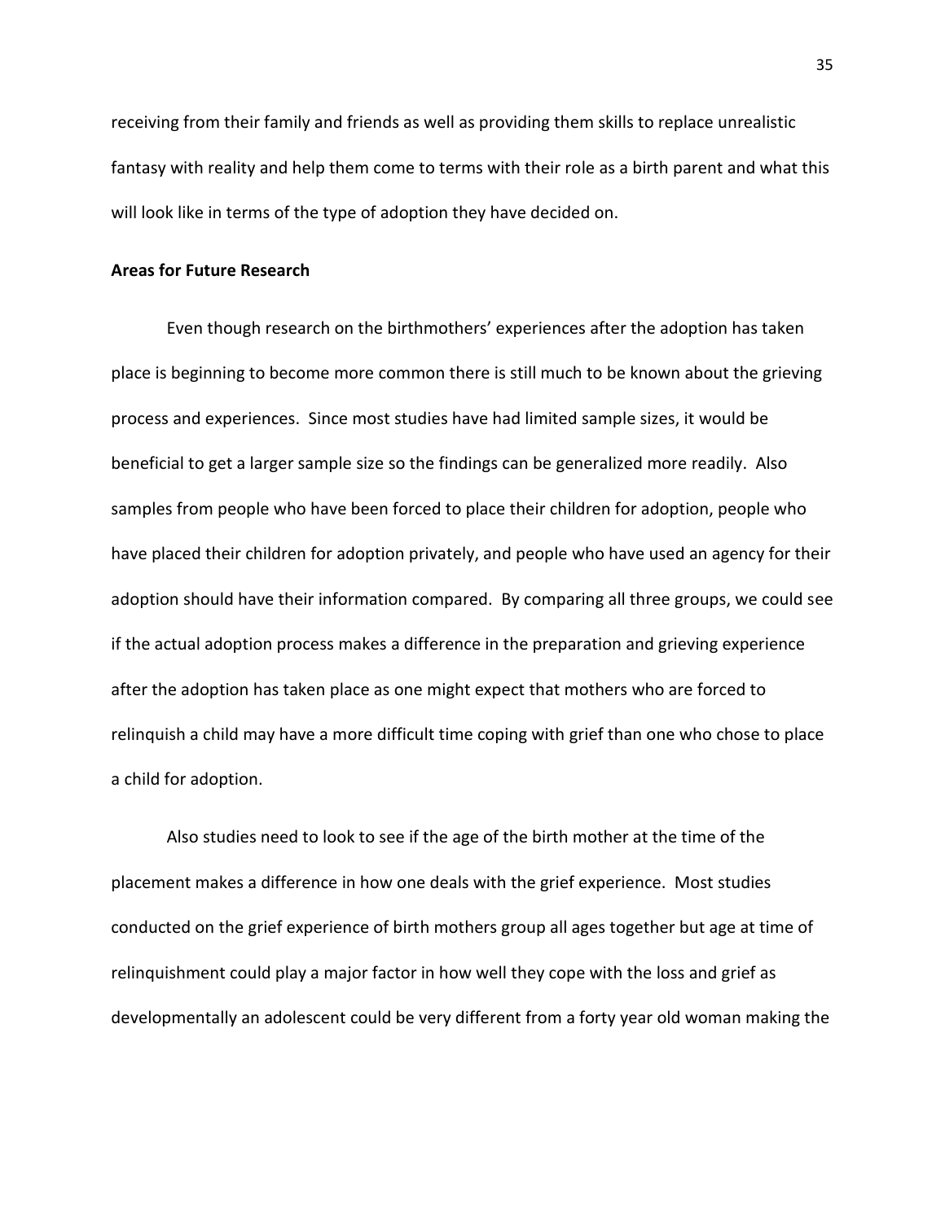receiving from their family and friends as well as providing them skills to replace unrealistic fantasy with reality and help them come to terms with their role as a birth parent and what this will look like in terms of the type of adoption they have decided on.

**Areas for Future Research**

Even though research on the birthmothers' experiences after the adoption has taken place is beginning to become more common there is still much to be known about the grieving process and experiences. Since most studies have had limited sample sizes, it would be beneficial to get a larger sample size so the findings can be generalized more readily. Also samples from people who have been forced to place their children for adoption, people who have placed their children for adoption privately, and people who have used an agency for their adoption should have their information compared. By comparing all three groups, we could see if the actual adoption process makes a difference in the preparation and grieving experience after the adoption has taken place as one might expect that mothers who are forced to relinquish a child may have a more difficult time coping with grief than one who chose to place a child for adoption.

Also studies need to look to see if the age of the birth mother at the time of the placement makes a difference in how one deals with the grief experience. Most studies conducted on the grief experience of birth mothers group all ages together but age at time of relinquishment could play a major factor in how well they cope with the loss and grief as developmentally an adolescent could be very different from a forty year old woman making the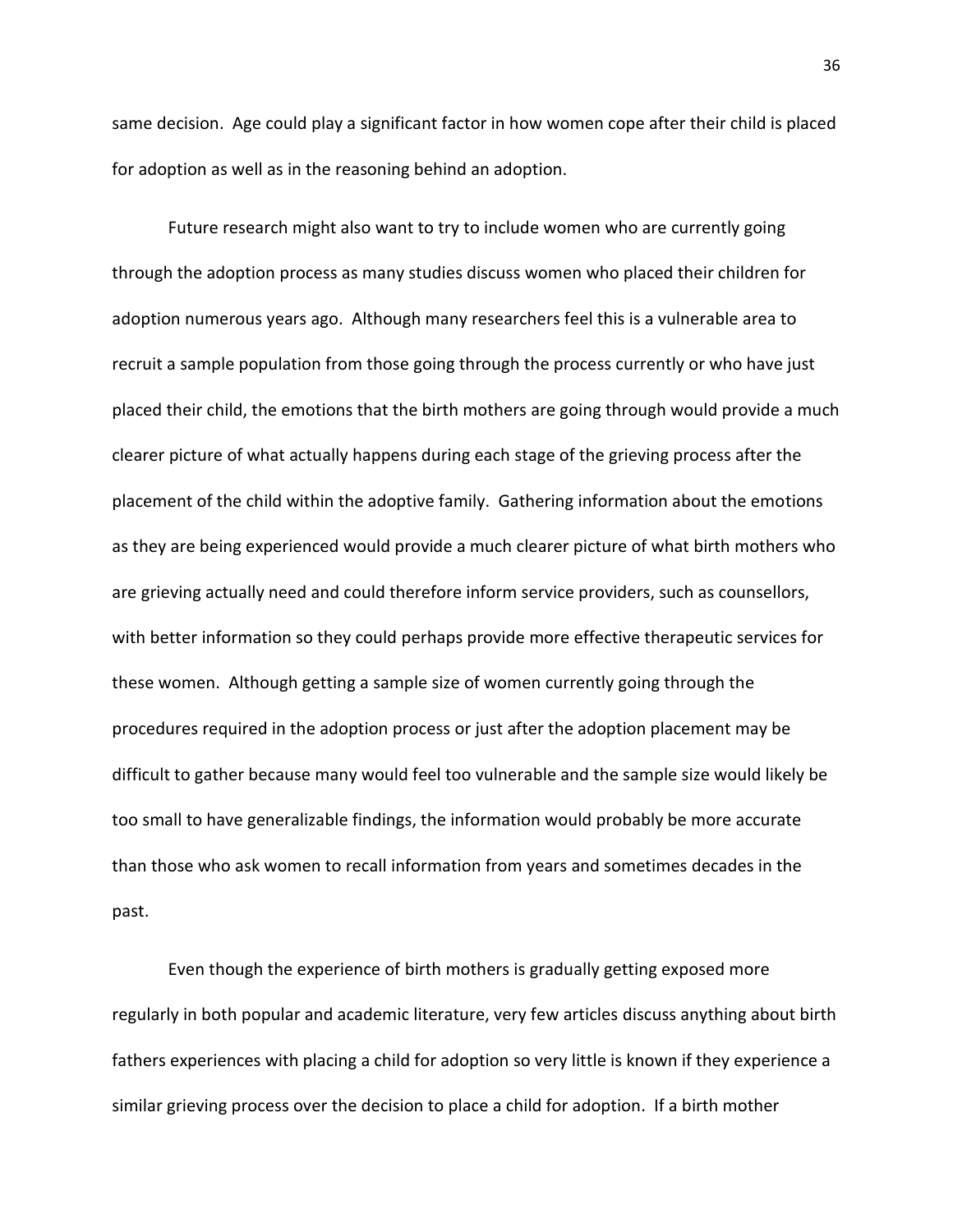same decision. Age could play a significant factor in how women cope after their child is placed for adoption as well as in the reasoning behind an adoption.

Future research might also want to try to include women who are currently going through the adoption process as many studies discuss women who placed their children for adoption numerous years ago. Although many researchers feel this is a vulnerable area to recruit a sample population from those going through the process currently or who have just placed their child, the emotions that the birth mothers are going through would provide a much clearer picture of what actually happens during each stage of the grieving process after the placement of the child within the adoptive family. Gathering information about the emotions as they are being experienced would provide a much clearer picture of what birth mothers who are grieving actually need and could therefore inform service providers, such as counsellors, with better information so they could perhaps provide more effective therapeutic services for these women. Although getting a sample size of women currently going through the procedures required in the adoption process or just after the adoption placement may be difficult to gather because many would feel too vulnerable and the sample size would likely be too small to have generalizable findings, the information would probably be more accurate than those who ask women to recall information from years and sometimes decades in the past.

Even though the experience of birth mothers is gradually getting exposed more regularly in both popular and academic literature, very few articles discuss anything about birth fathers experiences with placing a child for adoption so very little is known if they experience a similar grieving process over the decision to place a child for adoption. If a birth mother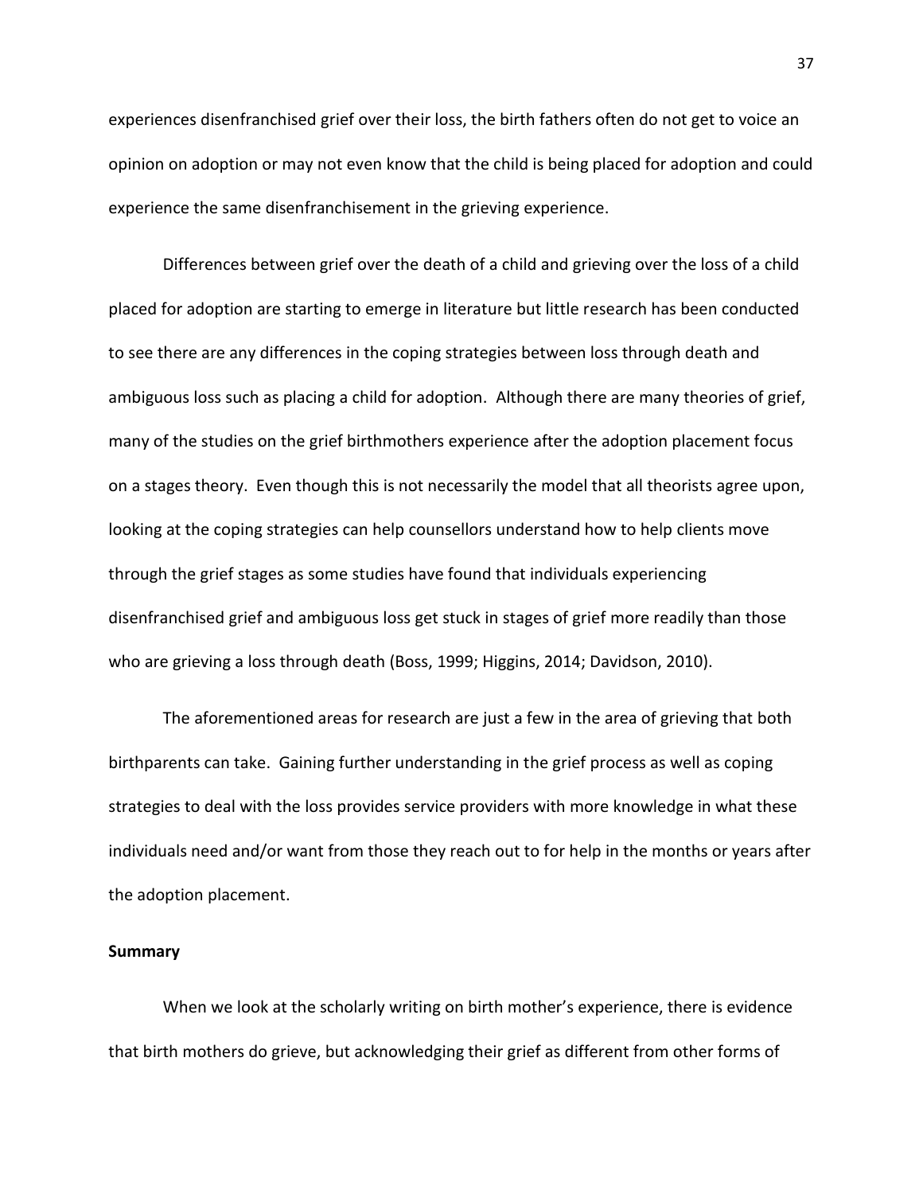experiences disenfranchised grief over their loss, the birth fathers often do not get to voice an opinion on adoption or may not even know that the child is being placed for adoption and could experience the same disenfranchisement in the grieving experience.

Differences between grief over the death of a child and grieving over the loss of a child placed for adoption are starting to emerge in literature but little research has been conducted to see there are any differences in the coping strategies between loss through death and ambiguous loss such as placing a child for adoption. Although there are many theories of grief, many of the studies on the grief birthmothers experience after the adoption placement focus on a stages theory. Even though this is not necessarily the model that all theorists agree upon, looking at the coping strategies can help counsellors understand how to help clients move through the grief stages as some studies have found that individuals experiencing disenfranchised grief and ambiguous loss get stuck in stages of grief more readily than those who are grieving a loss through death (Boss, 1999; Higgins, 2014; Davidson, 2010).

The aforementioned areas for research are just a few in the area of grieving that both birthparents can take. Gaining further understanding in the grief process as well as coping strategies to deal with the loss provides service providers with more knowledge in what these individuals need and/or want from those they reach out to for help in the months or years after the adoption placement.

**Summary**

When we look at the scholarly writing on birth mother's experience, there is evidence that birth mothers do grieve, but acknowledging their grief as different from other forms of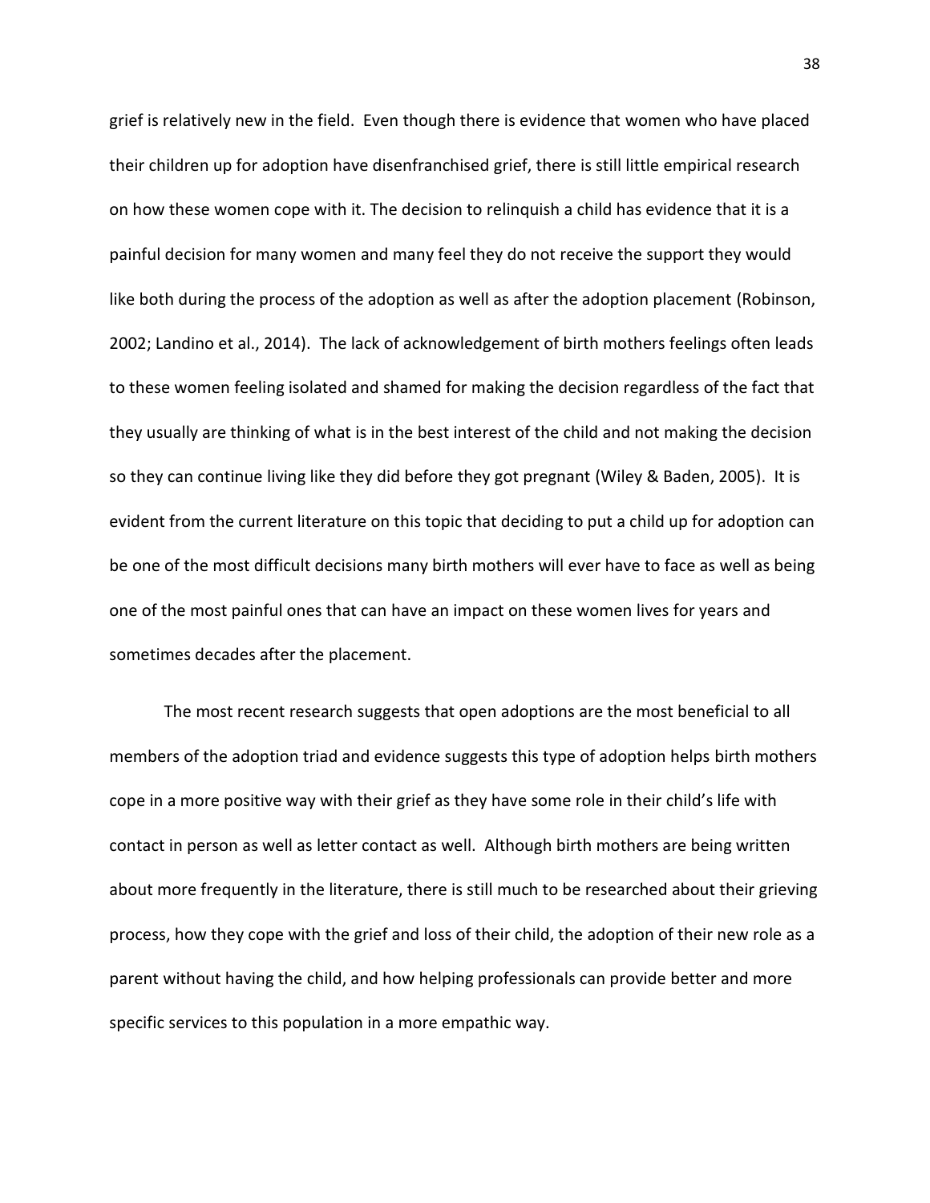grief is relatively new in the field. Even though there is evidence that women who have placed their children up for adoption have disenfranchised grief, there is still little empirical research on how these women cope with it. The decision to relinquish a child has evidence that it is a painful decision for many women and many feel they do not receive the support they would like both during the process of the adoption as well as after the adoption placement (Robinson, 2002; Landino et al., 2014). The lack of acknowledgement of birth mothers feelings often leads to these women feeling isolated and shamed for making the decision regardless of the fact that they usually are thinking of what is in the best interest of the child and not making the decision so they can continue living like they did before they got pregnant (Wiley & Baden, 2005). It is evident from the current literature on this topic that deciding to put a child up for adoption can be one of the most difficult decisions many birth mothers will ever have to face as well as being one of the most painful ones that can have an impact on these women lives for years and sometimes decades after the placement.

The most recent research suggests that open adoptions are the most beneficial to all members of the adoption triad and evidence suggests this type of adoption helps birth mothers cope in a more positive way with their grief as they have some role in their child's life with contact in person as well as letter contact as well. Although birth mothers are being written about more frequently in the literature, there is still much to be researched about their grieving process, how they cope with the grief and loss of their child, the adoption of their new role as a parent without having the child, and how helping professionals can provide better and more specific services to this population in a more empathic way.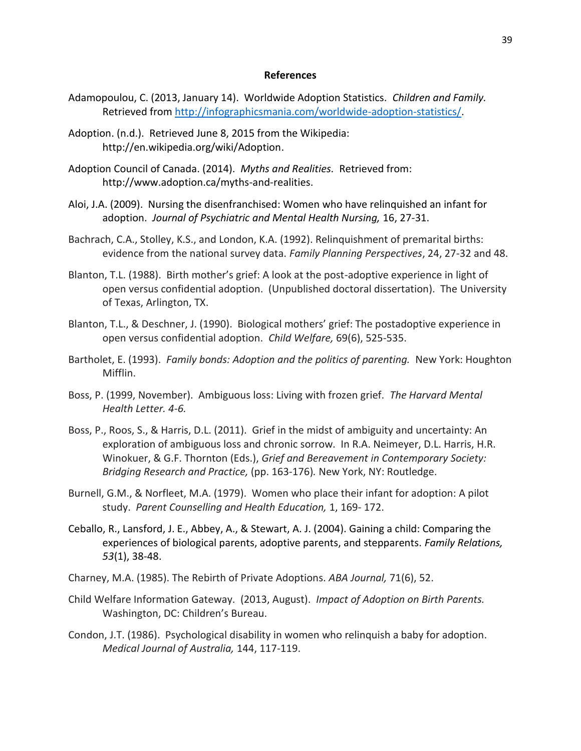## References

Adamopoulou, C. (2013, January 14). Worldwide Adoption Statistics. *Children and Family.* Retrieved from http://infographicsmania.com/worldwide-adoption-statistics/.

Adoption. (n.d.). Retrieved June 8, 2015 from the Wikipedia: http://en.wikipedia.org/wiki/Adoption.

Adoption Council of Canada. (2014). *Myths and Realities.* Retrieved from: http://www.adoption.ca/myths-and-realities.

Aloi, J.A. (2009). Nursing the disenfranchised: Women who have relinquished an infant for adoption. *Journal of Psychiatric and Mental Health Nursing,* 16, 27-31.

Bachrach, C.A., Stolley, K.S., and London, K.A. (1992). Relinquishment of premarital births: evidence from the national survey data. *Family Planning Perspectives*, 24, 27-32 and 48.

Blanton, T.L. (1988). Birth mother's grief: A look at the post-adoptive experience in light of open versus confidential adoption. (Unpublished doctoral dissertation). The University of Texas, Arlington, TX.

Blanton, T.L., & Deschner, J. (1990). Biological mothers' grief: The postadoptive experience in open versus confidential adoption. *Child Welfare,* 69(6), 525-535.

Bartholet, E. (1993). *Family bonds: Adoption and the politics of parenting.* New York: Houghton Mifflin.

Boss, P. (1999, November). Ambiguous loss: Living with frozen grief. *The Harvard Mental Health Letter. 4-6.*

Boss, P., Roos, S., & Harris, D.L. (2011). Grief in the midst of ambiguity and uncertainty: An exploration of ambiguous loss and chronic sorrow. In R.A. Neimeyer, D.L. Harris, H.R. Winokuer, & G.F. Thornton (Eds.), *Grief and Bereavement in Contemporary Society: Bridging Research and Practice,* (pp. 163-176)*.* New York, NY: Routledge.

Burnell, G.M., & Norfleet, M.A. (1979). Women who place their infant for adoption: A pilot study. *Parent Counselling and Health Education,* 1, 169- 172.

Ceballo, R., Lansford, J. E., Abbey, A., & Stewart, A. J. (2004). Gaining a child: Comparing the experiences of biological parents, adoptive parents, and stepparents. *Family Relations, 53*(1), 38-48.

Charney, M.A. (1985). The Rebirth of Private Adoptions. *ABA Journal,* 71(6), 52.

Child Welfare Information Gateway. (2013, August). *Impact of Adoption on Birth Parents.* Washington, DC: Children's Bureau.

Condon, J.T. (1986). Psychological disability in women who relinquish a baby for adoption. *Medical Journal of Australia,* 144, 117-119.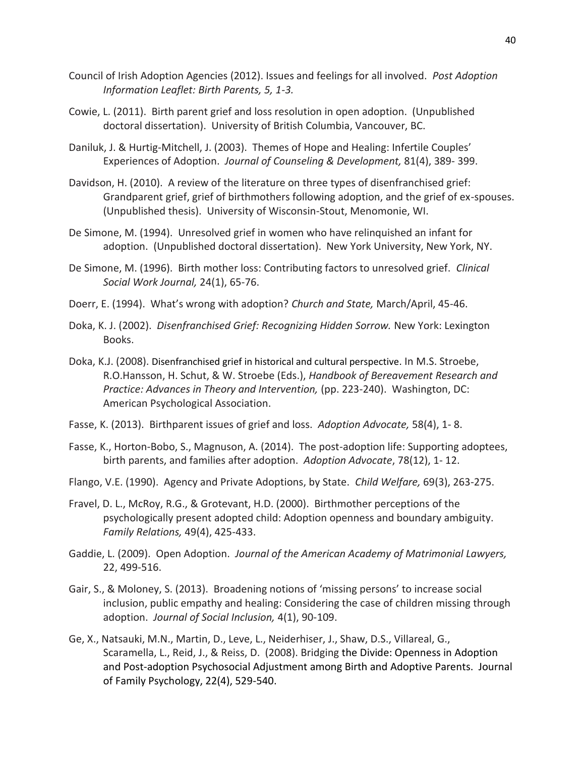Council of Irish Adoption Agencies (2012). Issues and feelings for all involved. *Post Adoption Information Leaflet: Birth Parents, 5, 1-3.*

Cowie, L. (2011). Birth parent grief and loss resolution in open adoption. (Unpublished doctoral dissertation). University of British Columbia, Vancouver, BC.

Daniluk, J. & Hurtig-Mitchell, J. (2003). Themes of Hope and Healing: Infertile Couples' Experiences of Adoption. *Journal of Counseling & Development,* 81(4), 389- 399.

Davidson, H. (2010). A review of the literature on three types of disenfranchised grief: Grandparent grief, grief of birthmothers following adoption, and the grief of ex-spouses. (Unpublished thesis). University of Wisconsin-Stout, Menomonie, WI.

De Simone, M. (1994). Unresolved grief in women who have relinquished an infant for adoption. (Unpublished doctoral dissertation). New York University, New York, NY.

De Simone, M. (1996). Birth mother loss: Contributing factors to unresolved grief. *Clinical Social Work Journal,* 24(1), 65-76.

Doerr, E. (1994). What's wrong with adoption? *Church and State,* March/April, 45-46.

Doka, K. J. (2002). *Disenfranchised Grief: Recognizing Hidden Sorrow.* New York: Lexington Books.

Doka, K.J. (2008). Disenfranchised grief in historical and cultural perspective. In M.S. Stroebe, R.O.Hansson, H. Schut, & W. Stroebe (Eds.), *Handbook of Bereavement Research and Practice: Advances in Theory and Intervention,* (pp. 223-240). Washington, DC: American Psychological Association.

Fasse, K. (2013). Birthparent issues of grief and loss. *Adoption Advocate,* 58(4), 1- 8.

Fasse, K., Horton-Bobo, S., Magnuson, A. (2014). The post-adoption life: Supporting adoptees, birth parents, and families after adoption. *Adoption Advocate*, 78(12), 1- 12.

Flango, V.E. (1990). Agency and Private Adoptions, by State. *Child Welfare,* 69(3), 263-275.

Fravel, D. L., McRoy, R.G., & Grotevant, H.D. (2000). Birthmother perceptions of the psychologically present adopted child: Adoption openness and boundary ambiguity. *Family Relations,* 49(4), 425-433.

Gaddie, L. (2009). Open Adoption. *Journal of the American Academy of Matrimonial Lawyers,* 22, 499-516.

Gair, S., & Moloney, S. (2013). Broadening notions of 'missing persons' to increase social inclusion, public empathy and healing: Considering the case of children missing through adoption. *Journal of Social Inclusion,* 4(1), 90-109.

Ge, X., Natsauki, M.N., Martin, D., Leve, L., Neiderhiser, J., Shaw, D.S., Villareal, G., Scaramella, L., Reid, J., & Reiss, D. (2008). Bridging the Divide: Openness in Adoption and Post-adoption Psychosocial Adjustment among Birth and Adoptive Parents. Journal of Family Psychology, 22(4), 529-540.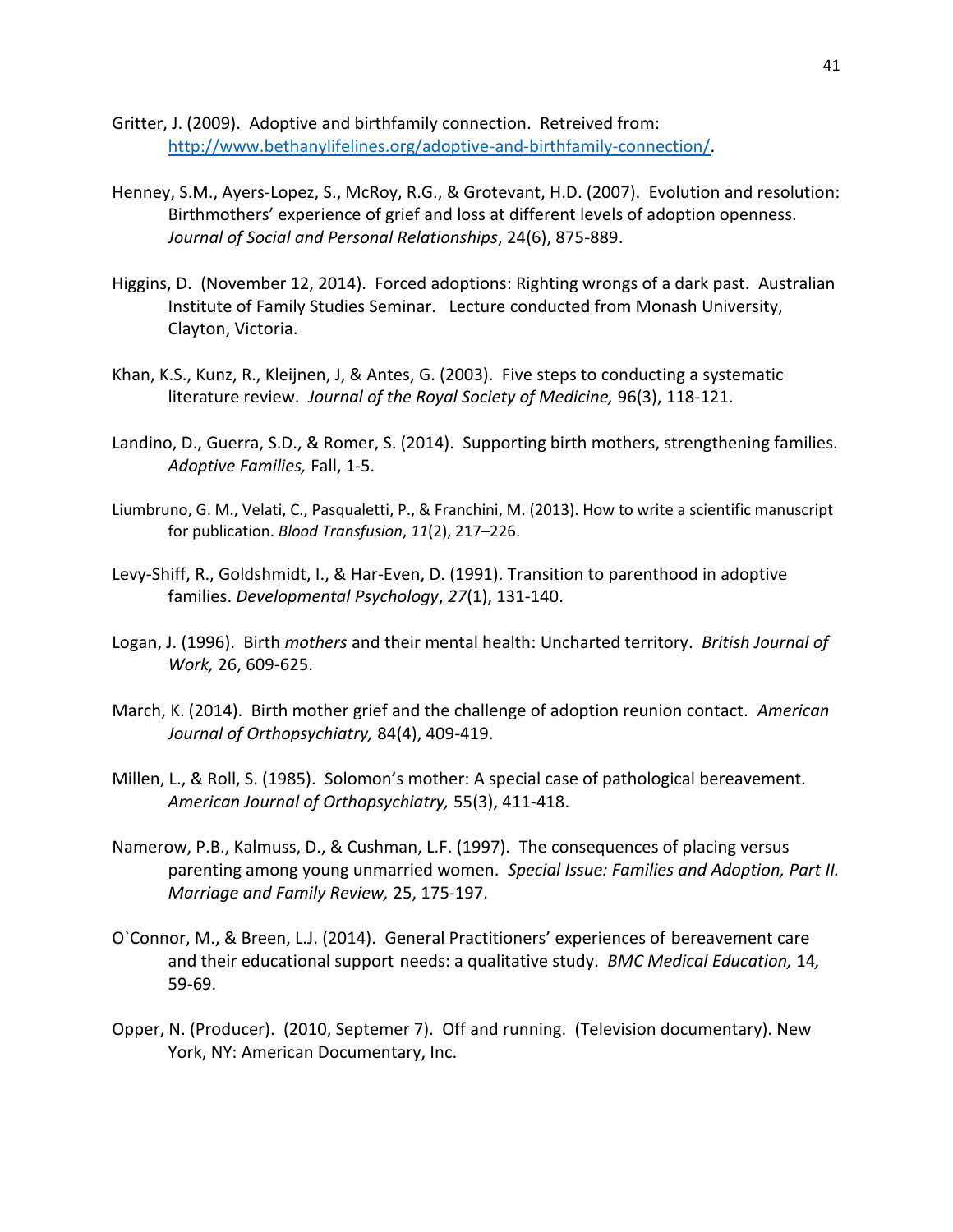Gritter, J. (2009). Adoptive and birthfamily connection. Retreived from: http://www.bethanylifelines.org/adoptive-and-birthfamily-connection/.

Henney, S.M., Ayers-Lopez, S., McRoy, R.G., & Grotevant, H.D. (2007). Evolution and resolution: Birthmothers' experience of grief and loss at different levels of adoption openness. *Journal of Social and Personal Relationships*, 24(6), 875-889.

Higgins, D. (November 12, 2014). Forced adoptions: Righting wrongs of a dark past. Australian Institute of Family Studies Seminar. Lecture conducted from Monash University, Clayton, Victoria.

Khan, K.S., Kunz, R., Kleijnen, J, & Antes, G. (2003). Five steps to conducting a systematic literature review. *Journal of the Royal Society of Medicine,* 96(3), 118-121.

Landino, D., Guerra, S.D., & Romer, S. (2014). Supporting birth mothers, strengthening families. *Adoptive Families,* Fall, 1-5.

Liumbruno, G. M., Velati, C., Pasqualetti, P., & Franchini, M. (2013). How to write a scientific manuscript for publication. *Blood Transfusion*, *11*(2), 217–226.

Levy-Shiff, R., Goldshmidt, I., & Har-Even, D. (1991). Transition to parenthood in adoptive families. *Developmental Psychology*, *27*(1), 131-140.

Logan, J. (1996). Birth *mothers* and their mental health: Uncharted territory. *British Journal of Work,* 26, 609-625.

March, K. (2014). Birth mother grief and the challenge of adoption reunion contact. *American Journal of Orthopsychiatry,* 84(4), 409-419.

Millen, L., & Roll, S. (1985). Solomon's mother: A special case of pathological bereavement. *American Journal of Orthopsychiatry,* 55(3), 411-418.

Namerow, P.B., Kalmuss, D., & Cushman, L.F. (1997). The consequences of placing versus parenting among young unmarried women. *Special Issue: Families and Adoption, Part II. Marriage and Family Review,* 25, 175-197.

O`Connor, M., & Breen, L.J. (2014). General Practitioners' experiences of bereavement care and their educational support needs: a qualitative study. *BMC Medical Education,* 14*,* 59-69.

Opper, N. (Producer). (2010, Septemer 7). Off and running. (Television documentary). New York, NY: American Documentary, Inc.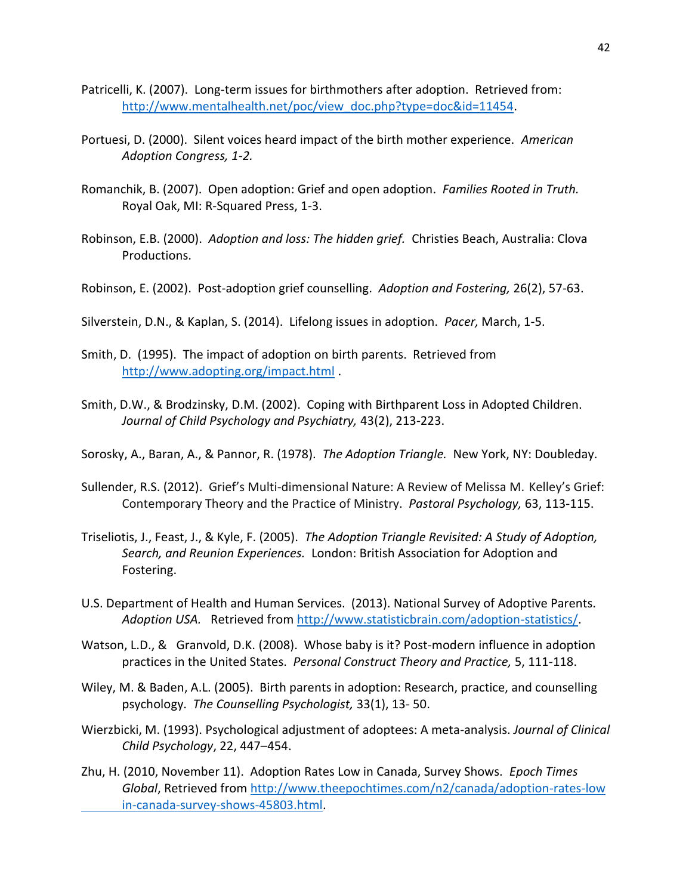Patricelli, K. (2007). Long-term issues for birthmothers after adoption. Retrieved from: http://www.mentalhealth.net/poc/view_doc.php?type=doc&id=11454.

Portuesi, D. (2000). Silent voices heard impact of the birth mother experience. *American Adoption Congress, 1-2.*

Romanchik, B. (2007). Open adoption: Grief and open adoption. *Families Rooted in Truth.* Royal Oak, MI: R-Squared Press, 1-3.

Robinson, E.B. (2000). *Adoption and loss: The hidden grief.* Christies Beach, Australia: Clova Productions.

Robinson, E. (2002). Post-adoption grief counselling. *Adoption and Fostering,* 26(2), 57-63.

Silverstein, D.N., & Kaplan, S. (2014). Lifelong issues in adoption. *Pacer,* March, 1-5.

Smith, D. (1995). The impact of adoption on birth parents. Retrieved from http://www.adopting.org/impact.html .

Smith, D.W., & Brodzinsky, D.M. (2002). Coping with Birthparent Loss in Adopted Children. *Journal of Child Psychology and Psychiatry,* 43(2), 213-223.

Sorosky, A., Baran, A., & Pannor, R. (1978). *The Adoption Triangle.* New York, NY: Doubleday.

Sullender, R.S. (2012). Grief's Multi-dimensional Nature: A Review of Melissa M. Kelley's Grief: Contemporary Theory and the Practice of Ministry. *Pastoral Psychology,* 63, 113-115.

Triseliotis, J., Feast, J., & Kyle, F. (2005). *The Adoption Triangle Revisited: A Study of Adoption, Search, and Reunion Experiences.* London: British Association for Adoption and Fostering.

U.S. Department of Health and Human Services. (2013). National Survey of Adoptive Parents. *Adoption USA.* Retrieved from http://www.statisticbrain.com/adoption-statistics/.

Watson, L.D., & Granvold, D.K. (2008). Whose baby is it? Post-modern influence in adoption practices in the United States. *Personal Construct Theory and Practice,* 5, 111-118.

Wiley, M. & Baden, A.L. (2005). Birth parents in adoption: Research, practice, and counselling psychology. *The Counselling Psychologist,* 33(1), 13- 50.

Wierzbicki, M. (1993). Psychological adjustment of adoptees: A meta-analysis. *Journal of Clinical Child Psychology*, 22, 447–454.

Zhu, H. (2010, November 11). Adoption Rates Low in Canada, Survey Shows. *Epoch Times Global*, Retrieved from http://www.theepochtimes.com/n2/canada/adoption-rates-low in-canada-survey-shows-45803.html.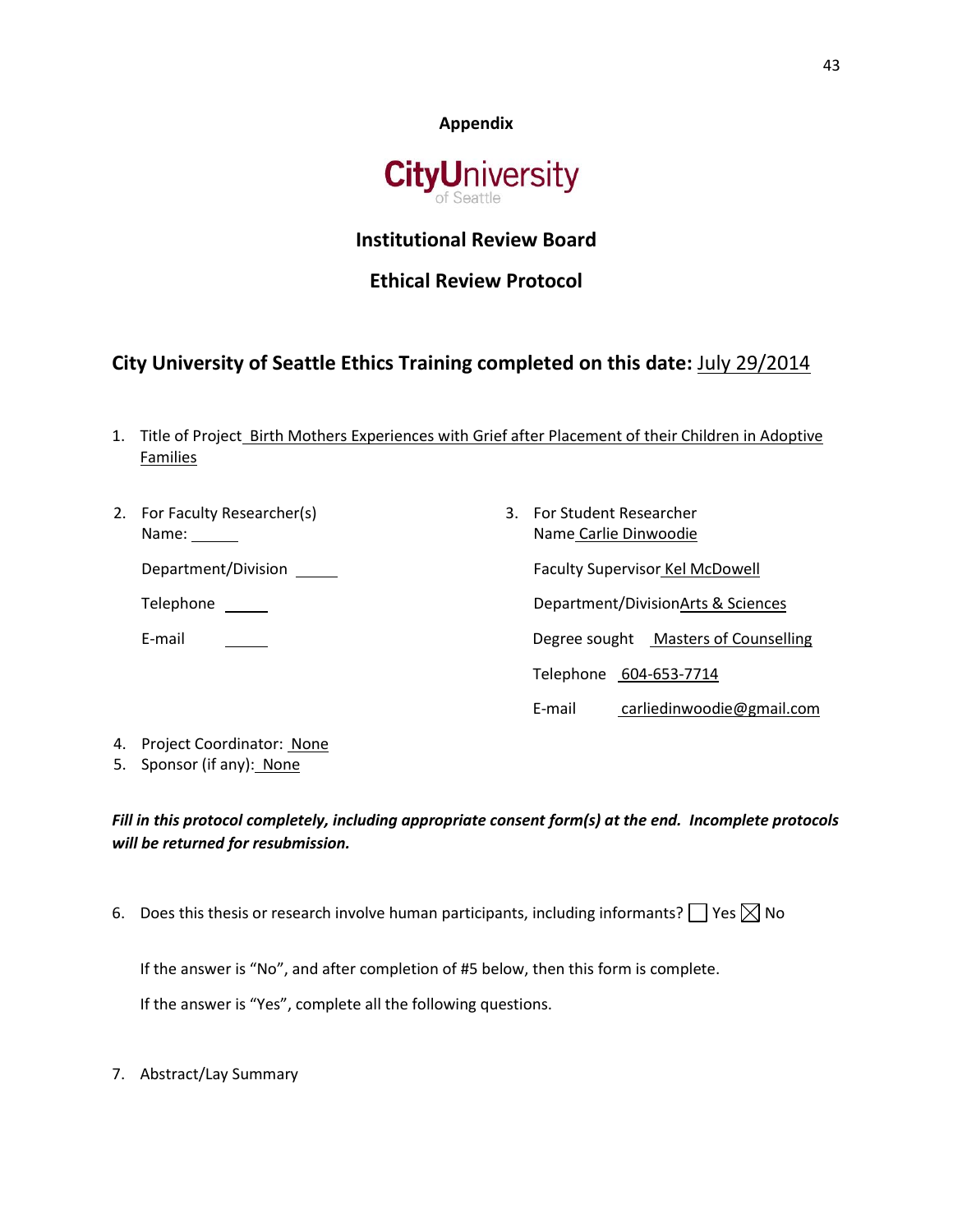**Appendix**

**CityUniversity**
of Seattle

**Institutional Review Board**

**Ethical Review Protocol**

**City University of Seattle Ethics Training completed on this date:** July 29/2014

1. Title of Project Birth Mothers Experiences with Grief after Placement of their Children in Adoptive Families

2. For Faculty Researcher(s)
   Name: ______
   Department/Division ______
   Telephone ______
   E-mail ______

3. For Student Researcher
   Name Carlie Dinwoodie
   Faculty Supervisor Kel McDowell
   Department/Division Arts & Sciences
   Degree sought Masters of Counselling
   Telephone 604-653-7714
   E-mail carliedinwoodie@gmail.com

4. Project Coordinator: None
5. Sponsor (if any): None

***Fill in this protocol completely, including appropriate consent form(s) at the end. Incomplete protocols will be returned for resubmission.***

6. Does this thesis or research involve human participants, including informants? ☐ Yes ☒ No

   If the answer is "No", and after completion of #5 below, then this form is complete.

   If the answer is "Yes", complete all the following questions.

7. Abstract/Lay Summary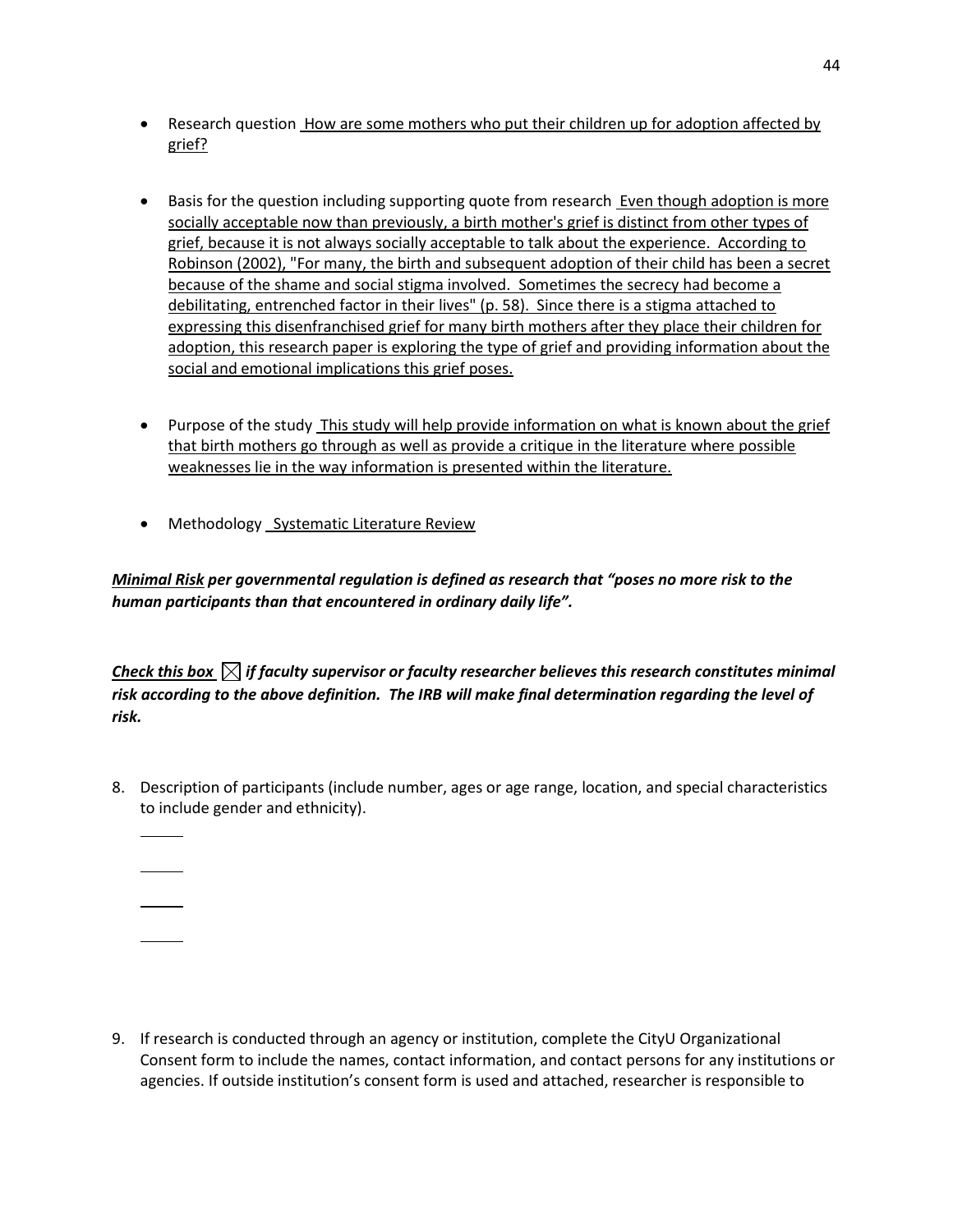- Research question How are some mothers who put their children up for adoption affected by grief?

- Basis for the question including supporting quote from research Even though adoption is more socially acceptable now than previously, a birth mother's grief is distinct from other types of grief, because it is not always socially acceptable to talk about the experience. According to Robinson (2002), "For many, the birth and subsequent adoption of their child has been a secret because of the shame and social stigma involved. Sometimes the secrecy had become a debilitating, entrenched factor in their lives" (p. 58). Since there is a stigma attached to expressing this disenfranchised grief for many birth mothers after they place their children for adoption, this research paper is exploring the type of grief and providing information about the social and emotional implications this grief poses.

- Purpose of the study This study will help provide information on what is known about the grief that birth mothers go through as well as provide a critique in the literature where possible weaknesses lie in the way information is presented within the literature.

- Methodology Systematic Literature Review

***Minimal Risk* per governmental regulation is defined as research that "poses no more risk to the human participants than that encountered in ordinary daily life".**

***Check this box* ☒ *if faculty supervisor or faculty researcher believes this research constitutes minimal risk according to the above definition. The IRB will make final determination regarding the level of risk.***

8. Description of participants (include number, ages or age range, location, and special characteristics to include gender and ethnicity).

   \_\_\_\_\_

   \_\_\_\_\_

   \_\_\_\_\_

   \_\_\_\_\_

9. If research is conducted through an agency or institution, complete the CityU Organizational Consent form to include the names, contact information, and contact persons for any institutions or agencies. If outside institution's consent form is used and attached, researcher is responsible to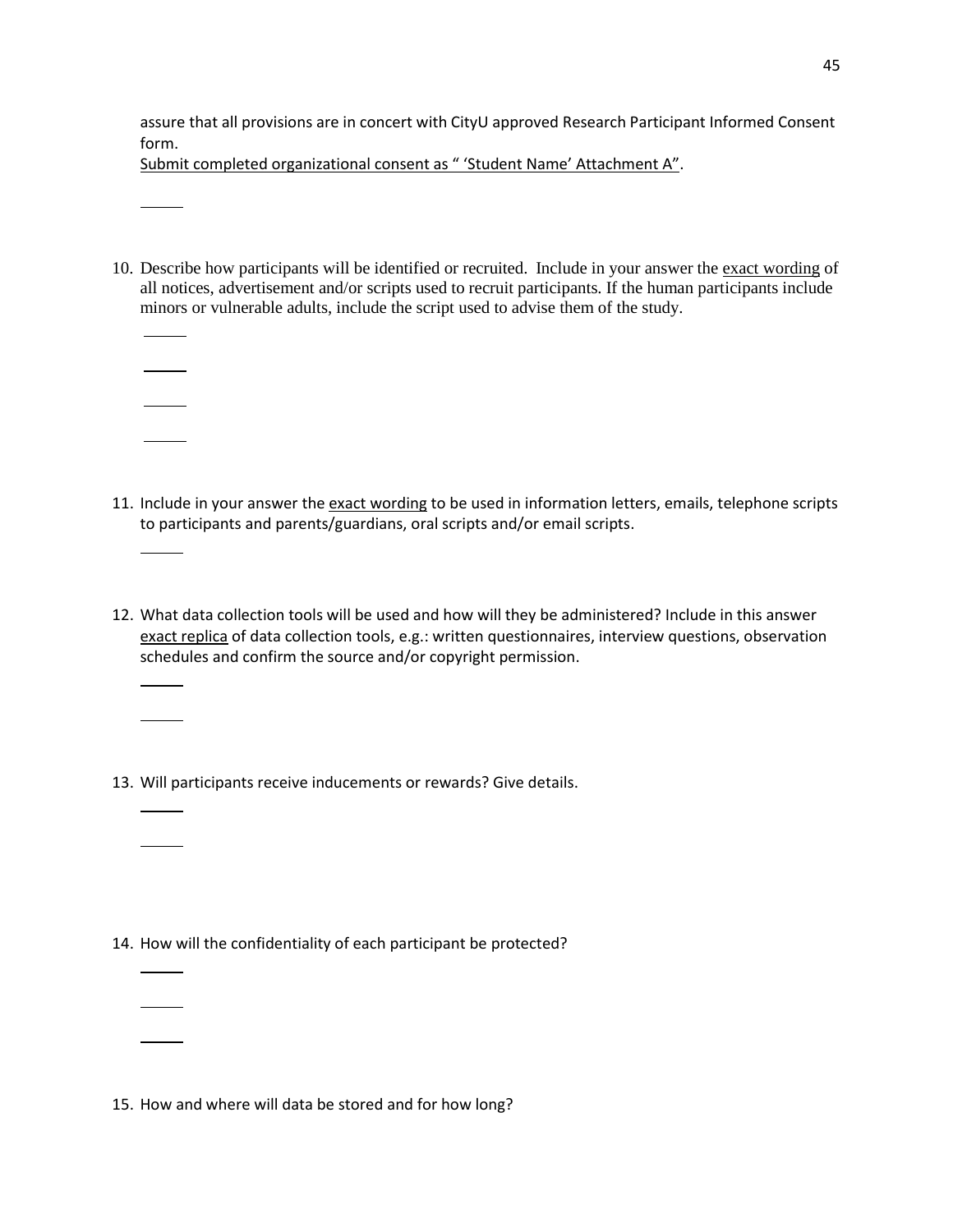assure that all provisions are in concert with CityU approved Research Participant Informed Consent form.

Submit completed organizational consent as " 'Student Name' Attachment A".

10. Describe how participants will be identified or recruited. Include in your answer the exact wording of all notices, advertisement and/or scripts used to recruit participants. If the human participants include minors or vulnerable adults, include the script used to advise them of the study.

11. Include in your answer the exact wording to be used in information letters, emails, telephone scripts to participants and parents/guardians, oral scripts and/or email scripts.

12. What data collection tools will be used and how will they be administered? Include in this answer exact replica of data collection tools, e.g.: written questionnaires, interview questions, observation schedules and confirm the source and/or copyright permission.

13. Will participants receive inducements or rewards? Give details.

14. How will the confidentiality of each participant be protected?

15. How and where will data be stored and for how long?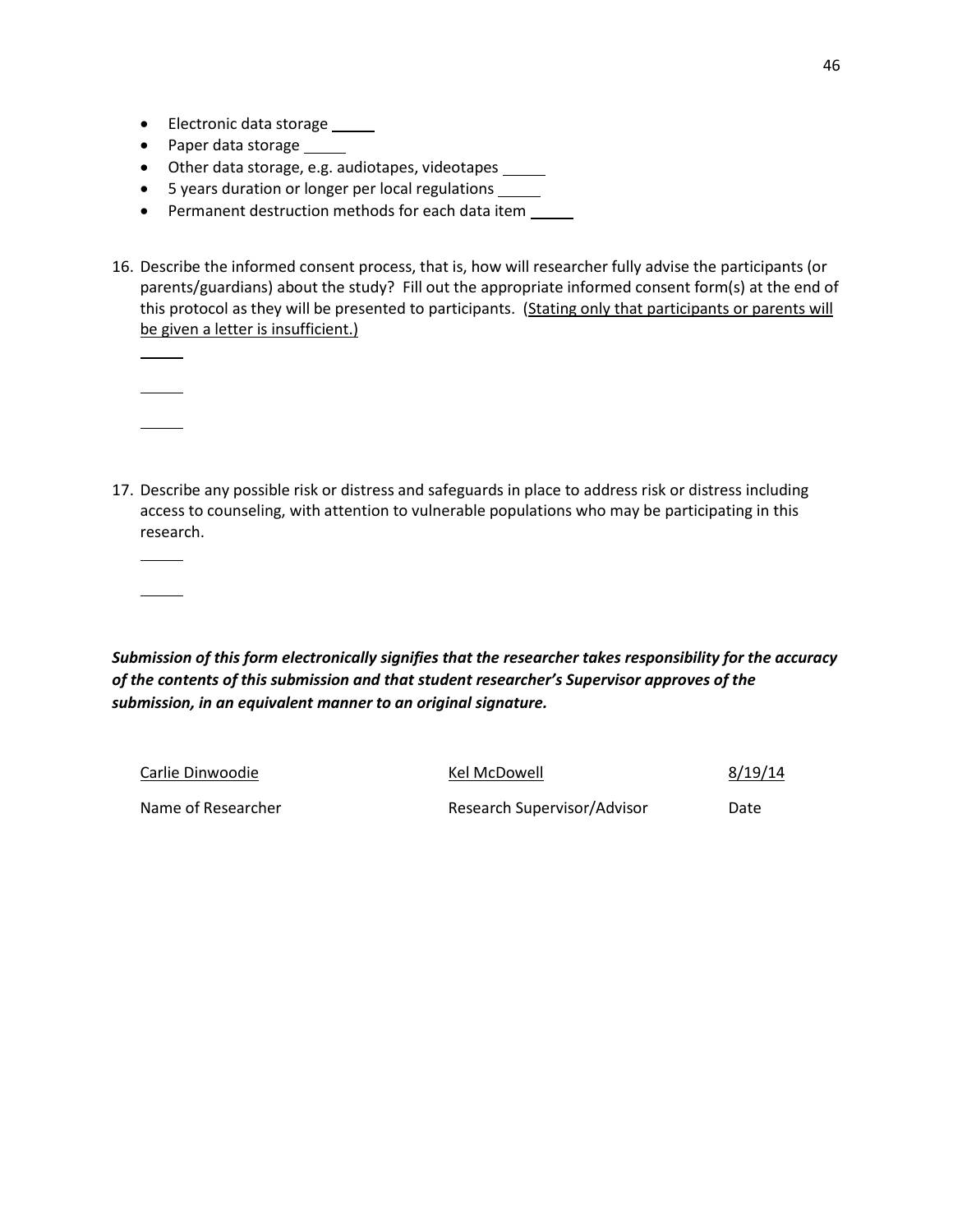- Electronic data storage _____
- Paper data storage _____
- Other data storage, e.g. audiotapes, videotapes _____
- 5 years duration or longer per local regulations _____
- Permanent destruction methods for each data item _____

16. Describe the informed consent process, that is, how will researcher fully advise the participants (or parents/guardians) about the study? Fill out the appropriate informed consent form(s) at the end of this protocol as they will be presented to participants. (Stating only that participants or parents will be given a letter is insufficient.)

    _____

    _____

    _____

17. Describe any possible risk or distress and safeguards in place to address risk or distress including access to counseling, with attention to vulnerable populations who may be participating in this research.

    _____

    _____

***Submission of this form electronically signifies that the researcher takes responsibility for the accuracy of the contents of this submission and that student researcher's Supervisor approves of the submission, in an equivalent manner to an original signature.***

| | | |
|---|---|---|
| Carlie Dinwoodie | Kel McDowell | 8/19/14 |
| Name of Researcher | Research Supervisor/Advisor | Date |